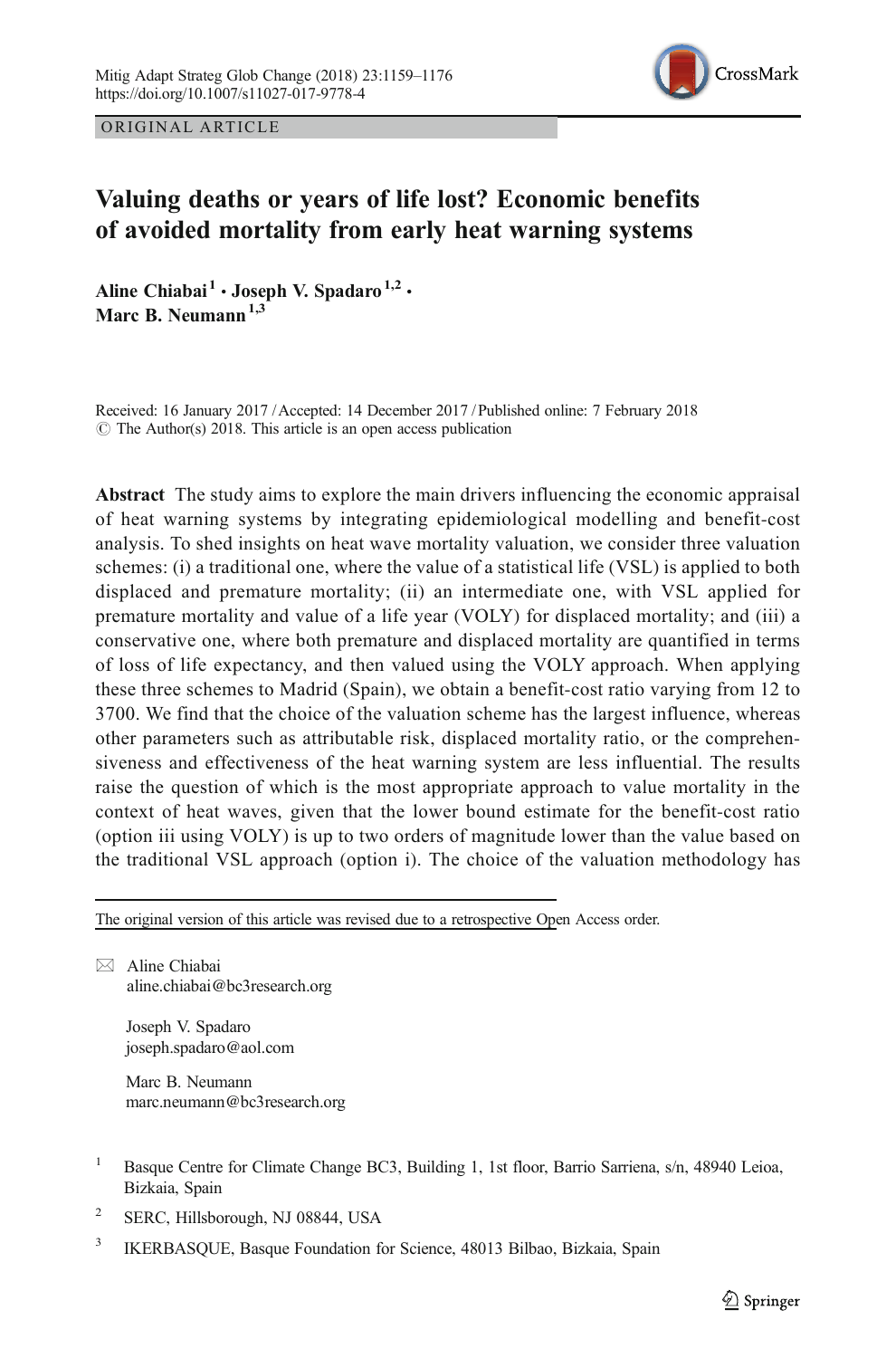ORIGINAL ARTICLE

# Valuing deaths or years of life lost? Economic benefits of avoided mortality from early heat warning systems

**Aline Chiabai**[1] **· Joseph V. Spadaro**[1,2] **· Marc B. Neumann**[1,3]

Received: 16 January 2017 / Accepted: 14 December 2017 / Published online: 7 February 2018
© The Author(s) 2018. This article is an open access publication

**Abstract** The study aims to explore the main drivers influencing the economic appraisal of heat warning systems by integrating epidemiological modelling and benefit-cost analysis. To shed insights on heat wave mortality valuation, we consider three valuation schemes: (i) a traditional one, where the value of a statistical life (VSL) is applied to both displaced and premature mortality; (ii) an intermediate one, with VSL applied for premature mortality and value of a life year (VOLY) for displaced mortality; and (iii) a conservative one, where both premature and displaced mortality are quantified in terms of loss of life expectancy, and then valued using the VOLY approach. When applying these three schemes to Madrid (Spain), we obtain a benefit-cost ratio varying from 12 to 3700. We find that the choice of the valuation scheme has the largest influence, whereas other parameters such as attributable risk, displaced mortality ratio, or the comprehensiveness and effectiveness of the heat warning system are less influential. The results raise the question of which is the most appropriate approach to value mortality in the context of heat waves, given that the lower bound estimate for the benefit-cost ratio (option iii using VOLY) is up to two orders of magnitude lower than the value based on the traditional VSL approach (option i). The choice of the valuation methodology has

---

The original version of this article was revised due to a retrospective Open Access order.

✉ Aline Chiabai
aline.chiabai@bc3research.org

Joseph V. Spadaro
joseph.spadaro@aol.com

Marc B. Neumann
marc.neumann@bc3research.org

[1] Basque Centre for Climate Change BC3, Building 1, 1st floor, Barrio Sarriena, s/n, 48940 Leioa, Bizkaia, Spain

[2] SERC, Hillsborough, NJ 08844, USA

[3] IKERBASQUE, Basque Foundation for Science, 48013 Bilbao, Bizkaia, Spain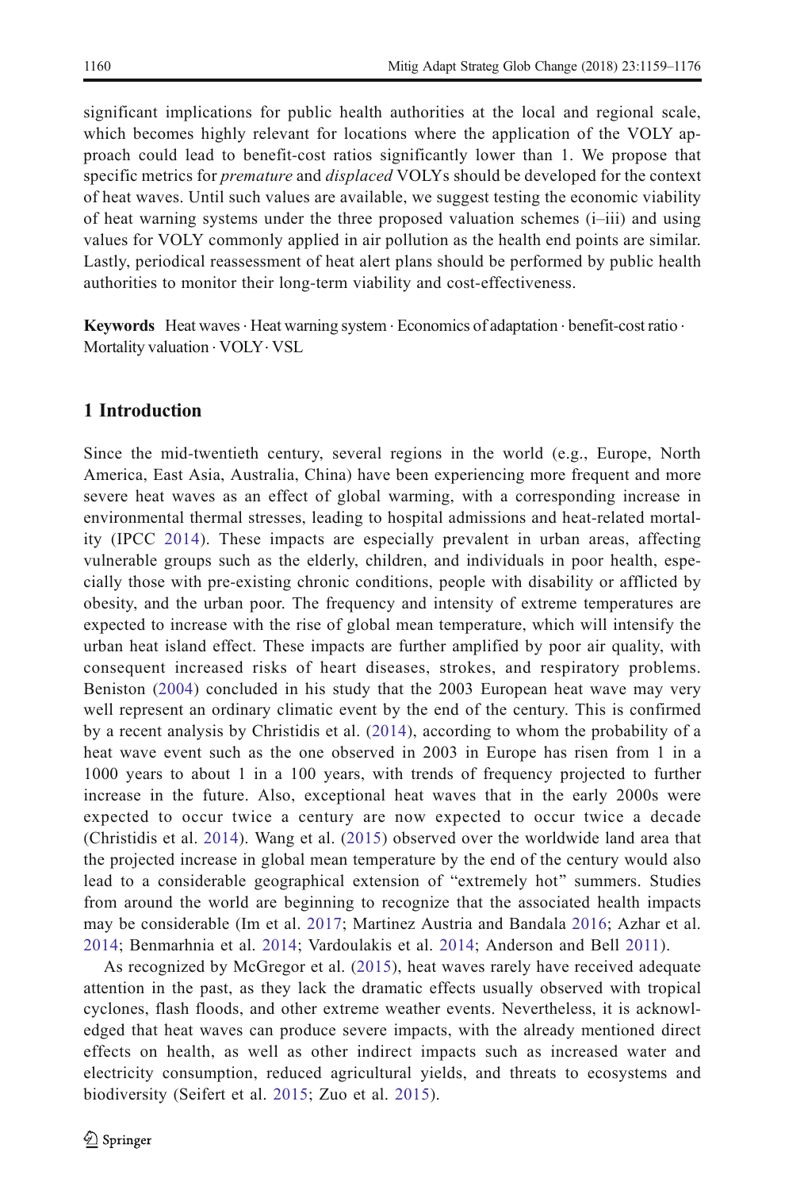significant implications for public health authorities at the local and regional scale, which becomes highly relevant for locations where the application of the VOLY approach could lead to benefit-cost ratios significantly lower than 1. We propose that specific metrics for *premature* and *displaced* VOLYs should be developed for the context of heat waves. Until such values are available, we suggest testing the economic viability of heat warning systems under the three proposed valuation schemes (i–iii) and using values for VOLY commonly applied in air pollution as the health end points are similar. Lastly, periodical reassessment of heat alert plans should be performed by public health authorities to monitor their long-term viability and cost-effectiveness.

**Keywords** Heat waves · Heat warning system · Economics of adaptation · benefit-cost ratio · Mortality valuation · VOLY · VSL

## 1 Introduction

Since the mid-twentieth century, several regions in the world (e.g., Europe, North America, East Asia, Australia, China) have been experiencing more frequent and more severe heat waves as an effect of global warming, with a corresponding increase in environmental thermal stresses, leading to hospital admissions and heat-related mortality (IPCC 2014). These impacts are especially prevalent in urban areas, affecting vulnerable groups such as the elderly, children, and individuals in poor health, especially those with pre-existing chronic conditions, people with disability or afflicted by obesity, and the urban poor. The frequency and intensity of extreme temperatures are expected to increase with the rise of global mean temperature, which will intensify the urban heat island effect. These impacts are further amplified by poor air quality, with consequent increased risks of heart diseases, strokes, and respiratory problems. Beniston (2004) concluded in his study that the 2003 European heat wave may very well represent an ordinary climatic event by the end of the century. This is confirmed by a recent analysis by Christidis et al. (2014), according to whom the probability of a heat wave event such as the one observed in 2003 in Europe has risen from 1 in a 1000 years to about 1 in a 100 years, with trends of frequency projected to further increase in the future. Also, exceptional heat waves that in the early 2000s were expected to occur twice a century are now expected to occur twice a decade (Christidis et al. 2014). Wang et al. (2015) observed over the worldwide land area that the projected increase in global mean temperature by the end of the century would also lead to a considerable geographical extension of "extremely hot" summers. Studies from around the world are beginning to recognize that the associated health impacts may be considerable (Im et al. 2017; Martinez Austria and Bandala 2016; Azhar et al. 2014; Benmarhnia et al. 2014; Vardoulakis et al. 2014; Anderson and Bell 2011).

As recognized by McGregor et al. (2015), heat waves rarely have received adequate attention in the past, as they lack the dramatic effects usually observed with tropical cyclones, flash floods, and other extreme weather events. Nevertheless, it is acknowledged that heat waves can produce severe impacts, with the already mentioned direct effects on health, as well as other indirect impacts such as increased water and electricity consumption, reduced agricultural yields, and threats to ecosystems and biodiversity (Seifert et al. 2015; Zuo et al. 2015).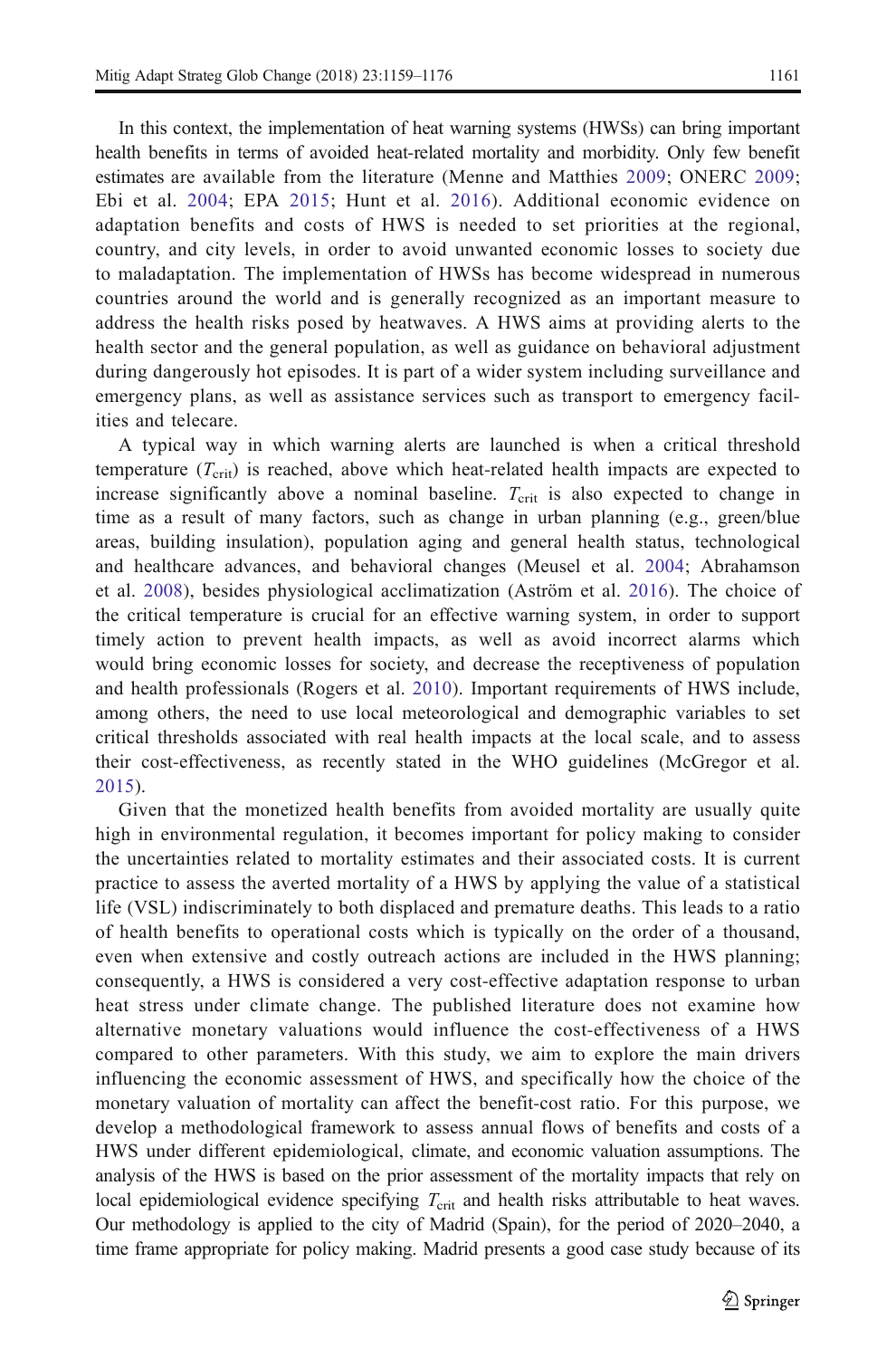In this context, the implementation of heat warning systems (HWSs) can bring important health benefits in terms of avoided heat-related mortality and morbidity. Only few benefit estimates are available from the literature (Menne and Matthies 2009; ONERC 2009; Ebi et al. 2004; EPA 2015; Hunt et al. 2016). Additional economic evidence on adaptation benefits and costs of HWS is needed to set priorities at the regional, country, and city levels, in order to avoid unwanted economic losses to society due to maladaptation. The implementation of HWSs has become widespread in numerous countries around the world and is generally recognized as an important measure to address the health risks posed by heatwaves. A HWS aims at providing alerts to the health sector and the general population, as well as guidance on behavioral adjustment during dangerously hot episodes. It is part of a wider system including surveillance and emergency plans, as well as assistance services such as transport to emergency facilities and telecare.

A typical way in which warning alerts are launched is when a critical threshold temperature ($T_{\text{crit}}$) is reached, above which heat-related health impacts are expected to increase significantly above a nominal baseline. $T_{\text{crit}}$ is also expected to change in time as a result of many factors, such as change in urban planning (e.g., green/blue areas, building insulation), population aging and general health status, technological and healthcare advances, and behavioral changes (Meusel et al. 2004; Abrahamson et al. 2008), besides physiological acclimatization (Aström et al. 2016). The choice of the critical temperature is crucial for an effective warning system, in order to support timely action to prevent health impacts, as well as avoid incorrect alarms which would bring economic losses for society, and decrease the receptiveness of population and health professionals (Rogers et al. 2010). Important requirements of HWS include, among others, the need to use local meteorological and demographic variables to set critical thresholds associated with real health impacts at the local scale, and to assess their cost-effectiveness, as recently stated in the WHO guidelines (McGregor et al. 2015).

Given that the monetized health benefits from avoided mortality are usually quite high in environmental regulation, it becomes important for policy making to consider the uncertainties related to mortality estimates and their associated costs. It is current practice to assess the averted mortality of a HWS by applying the value of a statistical life (VSL) indiscriminately to both displaced and premature deaths. This leads to a ratio of health benefits to operational costs which is typically on the order of a thousand, even when extensive and costly outreach actions are included in the HWS planning; consequently, a HWS is considered a very cost-effective adaptation response to urban heat stress under climate change. The published literature does not examine how alternative monetary valuations would influence the cost-effectiveness of a HWS compared to other parameters. With this study, we aim to explore the main drivers influencing the economic assessment of HWS, and specifically how the choice of the monetary valuation of mortality can affect the benefit-cost ratio. For this purpose, we develop a methodological framework to assess annual flows of benefits and costs of a HWS under different epidemiological, climate, and economic valuation assumptions. The analysis of the HWS is based on the prior assessment of the mortality impacts that rely on local epidemiological evidence specifying $T_{\text{crit}}$ and health risks attributable to heat waves. Our methodology is applied to the city of Madrid (Spain), for the period of 2020–2040, a time frame appropriate for policy making. Madrid presents a good case study because of its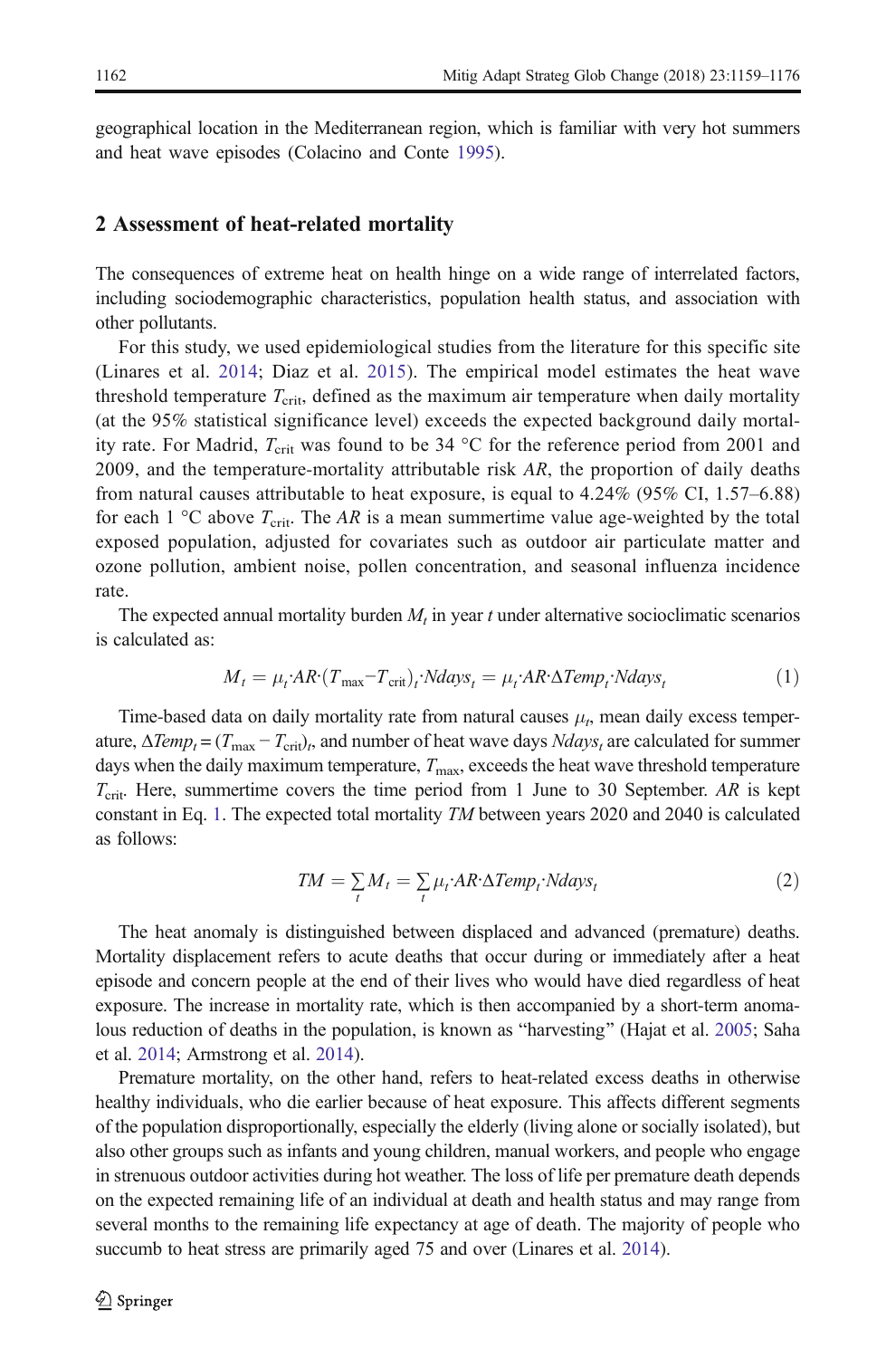geographical location in the Mediterranean region, which is familiar with very hot summers and heat wave episodes (Colacino and Conte 1995).

## 2 Assessment of heat-related mortality

The consequences of extreme heat on health hinge on a wide range of interrelated factors, including sociodemographic characteristics, population health status, and association with other pollutants.

For this study, we used epidemiological studies from the literature for this specific site (Linares et al. 2014; Diaz et al. 2015). The empirical model estimates the heat wave threshold temperature $T_{\mathrm{crit}}$, defined as the maximum air temperature when daily mortality (at the 95% statistical significance level) exceeds the expected background daily mortality rate. For Madrid, $T_{\mathrm{crit}}$ was found to be 34 °C for the reference period from 2001 and 2009, and the temperature-mortality attributable risk *AR*, the proportion of daily deaths from natural causes attributable to heat exposure, is equal to 4.24% (95% CI, 1.57–6.88) for each 1 °C above $T_{\mathrm{crit}}$. The *AR* is a mean summertime value age-weighted by the total exposed population, adjusted for covariates such as outdoor air particulate matter and ozone pollution, ambient noise, pollen concentration, and seasonal influenza incidence rate.

The expected annual mortality burden $M_t$ in year *t* under alternative socioclimatic scenarios is calculated as:

$$M_t = \mu_t \cdot AR \cdot (T_{\max} - T_{\mathrm{crit}})_t \cdot Ndays_t = \mu_t \cdot AR \cdot \Delta Temp_t \cdot Ndays_t \tag{1}$$

Time-based data on daily mortality rate from natural causes $\mu_t$, mean daily excess temperature, $\Delta Temp_t = (T_{\max} - T_{\mathrm{crit}})_t$, and number of heat wave days $Ndays_t$ are calculated for summer days when the daily maximum temperature, $T_{\max}$, exceeds the heat wave threshold temperature $T_{\mathrm{crit}}$. Here, summertime covers the time period from 1 June to 30 September. *AR* is kept constant in Eq. 1. The expected total mortality *TM* between years 2020 and 2040 is calculated as follows:

$$TM = \sum_t M_t = \sum_t \mu_t \cdot AR \cdot \Delta Temp_t \cdot Ndays_t \tag{2}$$

The heat anomaly is distinguished between displaced and advanced (premature) deaths. Mortality displacement refers to acute deaths that occur during or immediately after a heat episode and concern people at the end of their lives who would have died regardless of heat exposure. The increase in mortality rate, which is then accompanied by a short-term anomalous reduction of deaths in the population, is known as "harvesting" (Hajat et al. 2005; Saha et al. 2014; Armstrong et al. 2014).

Premature mortality, on the other hand, refers to heat-related excess deaths in otherwise healthy individuals, who die earlier because of heat exposure. This affects different segments of the population disproportionally, especially the elderly (living alone or socially isolated), but also other groups such as infants and young children, manual workers, and people who engage in strenuous outdoor activities during hot weather. The loss of life per premature death depends on the expected remaining life of an individual at death and health status and may range from several months to the remaining life expectancy at age of death. The majority of people who succumb to heat stress are primarily aged 75 and over (Linares et al. 2014).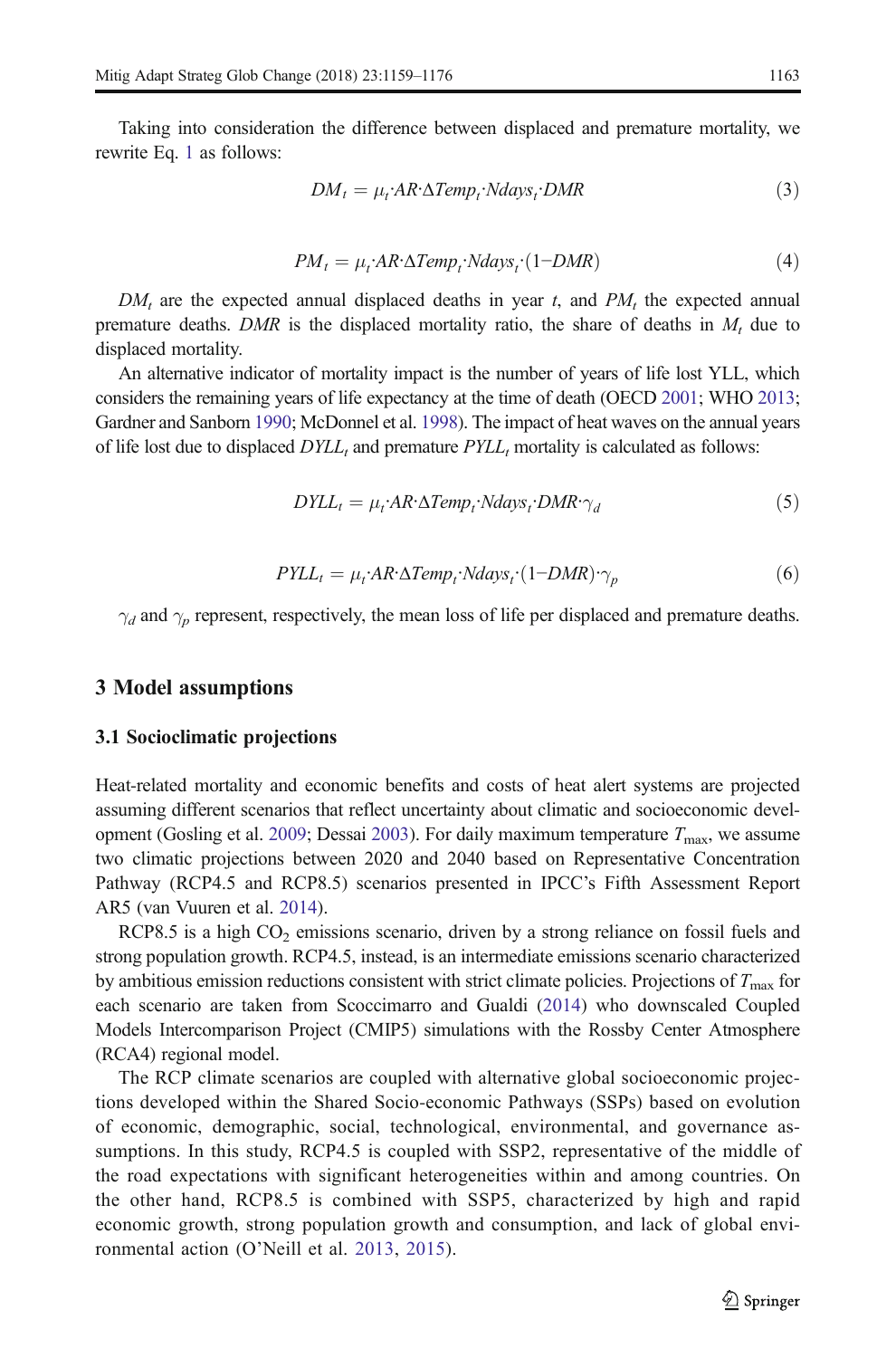Taking into consideration the difference between displaced and premature mortality, we rewrite Eq. 1 as follows:

$$DM_t = \mu_t \cdot AR \cdot \Delta Temp_t \cdot Ndays_t \cdot DMR \tag{3}$$

$$PM_t = \mu_t \cdot AR \cdot \Delta Temp_t \cdot Ndays_t \cdot (1 - DMR) \tag{4}$$

$DM_t$ are the expected annual displaced deaths in year $t$, and $PM_t$ the expected annual premature deaths. $DMR$ is the displaced mortality ratio, the share of deaths in $M_t$ due to displaced mortality.

An alternative indicator of mortality impact is the number of years of life lost YLL, which considers the remaining years of life expectancy at the time of death (OECD 2001; WHO 2013; Gardner and Sanborn 1990; McDonnel et al. 1998). The impact of heat waves on the annual years of life lost due to displaced $DYLL_t$ and premature $PYLL_t$ mortality is calculated as follows:

$$DYLL_t = \mu_t \cdot AR \cdot \Delta Temp_t \cdot Ndays_t \cdot DMR \cdot \gamma_d \tag{5}$$

$$PYLL_t = \mu_t \cdot AR \cdot \Delta Temp_t \cdot Ndays_t \cdot (1 - DMR) \cdot \gamma_p \tag{6}$$

$\gamma_d$ and $\gamma_p$ represent, respectively, the mean loss of life per displaced and premature deaths.

## 3 Model assumptions

### 3.1 Socioclimatic projections

Heat-related mortality and economic benefits and costs of heat alert systems are projected assuming different scenarios that reflect uncertainty about climatic and socioeconomic development (Gosling et al. 2009; Dessai 2003). For daily maximum temperature $T_{max}$, we assume two climatic projections between 2020 and 2040 based on Representative Concentration Pathway (RCP4.5 and RCP8.5) scenarios presented in IPCC's Fifth Assessment Report AR5 (van Vuuren et al. 2014).

RCP8.5 is a high $CO_2$ emissions scenario, driven by a strong reliance on fossil fuels and strong population growth. RCP4.5, instead, is an intermediate emissions scenario characterized by ambitious emission reductions consistent with strict climate policies. Projections of $T_{max}$ for each scenario are taken from Scoccimarro and Gualdi (2014) who downscaled Coupled Models Intercomparison Project (CMIP5) simulations with the Rossby Center Atmosphere (RCA4) regional model.

The RCP climate scenarios are coupled with alternative global socioeconomic projections developed within the Shared Socio-economic Pathways (SSPs) based on evolution of economic, demographic, social, technological, environmental, and governance assumptions. In this study, RCP4.5 is coupled with SSP2, representative of the middle of the road expectations with significant heterogeneities within and among countries. On the other hand, RCP8.5 is combined with SSP5, characterized by high and rapid economic growth, strong population growth and consumption, and lack of global environmental action (O'Neill et al. 2013, 2015).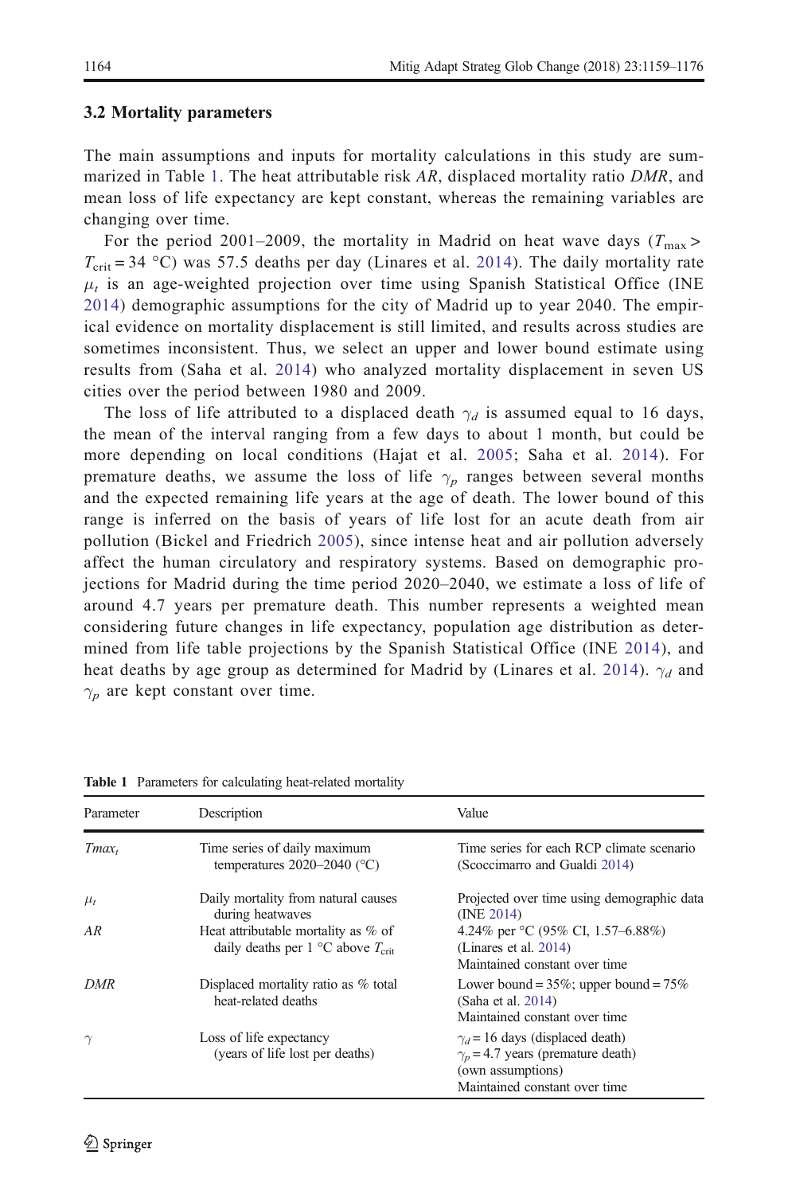### 3.2 Mortality parameters

The main assumptions and inputs for mortality calculations in this study are summarized in Table 1. The heat attributable risk *AR*, displaced mortality ratio *DMR*, and mean loss of life expectancy are kept constant, whereas the remaining variables are changing over time.

For the period 2001–2009, the mortality in Madrid on heat wave days ($T_{\max} > T_{\text{crit}} = 34$ °C) was 57.5 deaths per day (Linares et al. 2014). The daily mortality rate $\mu_t$ is an age-weighted projection over time using Spanish Statistical Office (INE 2014) demographic assumptions for the city of Madrid up to year 2040. The empirical evidence on mortality displacement is still limited, and results across studies are sometimes inconsistent. Thus, we select an upper and lower bound estimate using results from (Saha et al. 2014) who analyzed mortality displacement in seven US cities over the period between 1980 and 2009.

The loss of life attributed to a displaced death $\gamma_d$ is assumed equal to 16 days, the mean of the interval ranging from a few days to about 1 month, but could be more depending on local conditions (Hajat et al. 2005; Saha et al. 2014). For premature deaths, we assume the loss of life $\gamma_p$ ranges between several months and the expected remaining life years at the age of death. The lower bound of this range is inferred on the basis of years of life lost for an acute death from air pollution (Bickel and Friedrich 2005), since intense heat and air pollution adversely affect the human circulatory and respiratory systems. Based on demographic projections for Madrid during the time period 2020–2040, we estimate a loss of life of around 4.7 years per premature death. This number represents a weighted mean considering future changes in life expectancy, population age distribution as determined from life table projections by the Spanish Statistical Office (INE 2014), and heat deaths by age group as determined for Madrid by (Linares et al. 2014). $\gamma_d$ and $\gamma_p$ are kept constant over time.

**Table 1** Parameters for calculating heat-related mortality

| Parameter | Description | Value |
|---|---|---|
| $Tmax_t$ | Time series of daily maximum temperatures 2020–2040 (°C) | Time series for each RCP climate scenario (Scoccimarro and Gualdi 2014) |
| $\mu_t$ | Daily mortality from natural causes during heatwaves | Projected over time using demographic data (INE 2014) |
| *AR* | Heat attributable mortality as % of daily deaths per 1 °C above $T_{\text{crit}}$ | 4.24% per °C (95% CI, 1.57–6.88%) (Linares et al. 2014) Maintained constant over time |
| *DMR* | Displaced mortality ratio as % total heat-related deaths | Lower bound = 35%; upper bound = 75% (Saha et al. 2014) Maintained constant over time |
| $\gamma$ | Loss of life expectancy (years of life lost per deaths) | $\gamma_d = 16$ days (displaced death) $\gamma_p = 4.7$ years (premature death) (own assumptions) Maintained constant over time |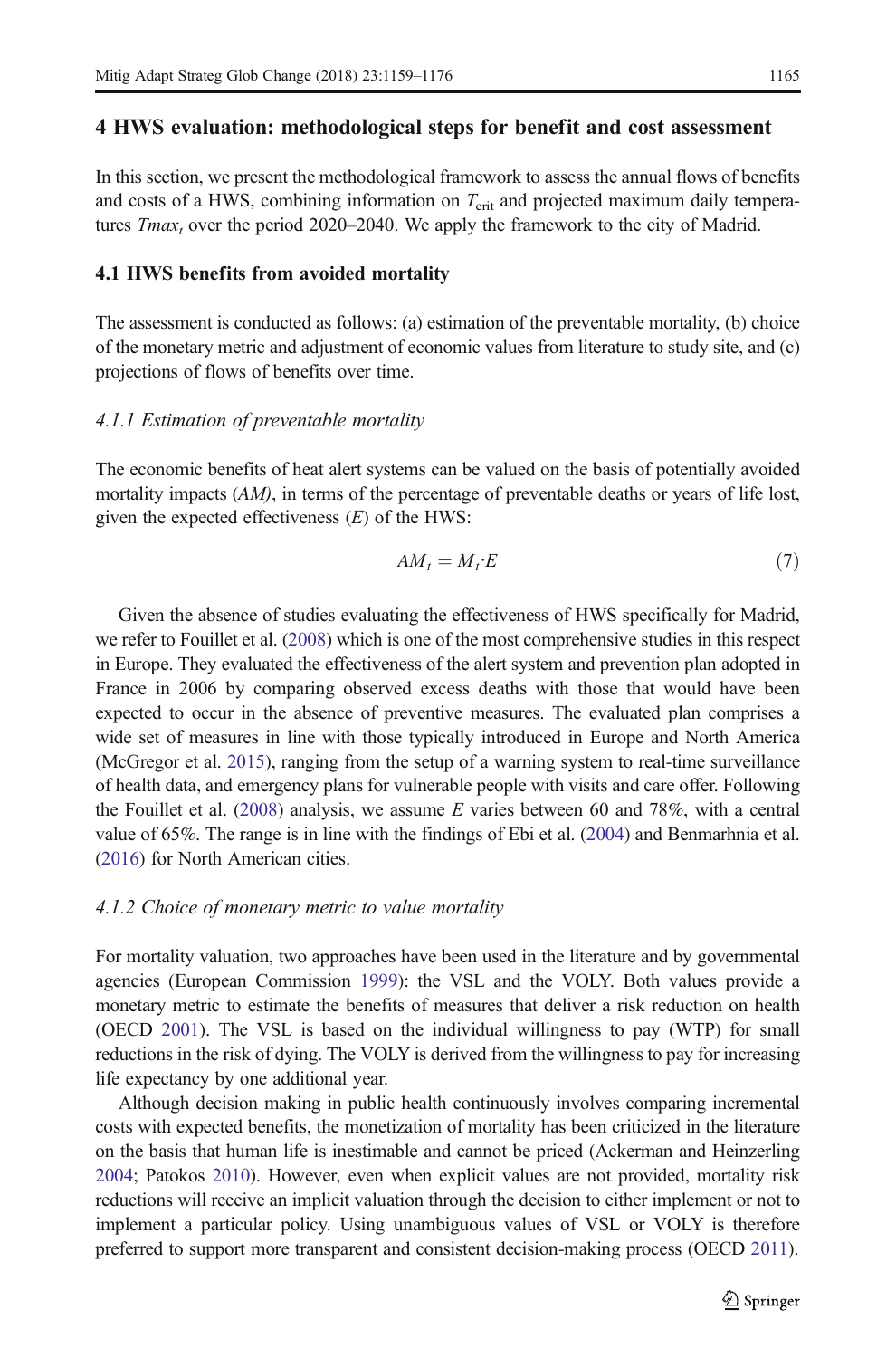## 4 HWS evaluation: methodological steps for benefit and cost assessment

In this section, we present the methodological framework to assess the annual flows of benefits and costs of a HWS, combining information on $T_{crit}$ and projected maximum daily temperatures $Tmax_t$ over the period 2020–2040. We apply the framework to the city of Madrid.

### 4.1 HWS benefits from avoided mortality

The assessment is conducted as follows: (a) estimation of the preventable mortality, (b) choice of the monetary metric and adjustment of economic values from literature to study site, and (c) projections of flows of benefits over time.

#### *4.1.1 Estimation of preventable mortality*

The economic benefits of heat alert systems can be valued on the basis of potentially avoided mortality impacts (*AM)*, in terms of the percentage of preventable deaths or years of life lost, given the expected effectiveness (*E*) of the HWS:

$$AM_t = M_t \cdot E \tag{7}$$

Given the absence of studies evaluating the effectiveness of HWS specifically for Madrid, we refer to Fouillet et al. (2008) which is one of the most comprehensive studies in this respect in Europe. They evaluated the effectiveness of the alert system and prevention plan adopted in France in 2006 by comparing observed excess deaths with those that would have been expected to occur in the absence of preventive measures. The evaluated plan comprises a wide set of measures in line with those typically introduced in Europe and North America (McGregor et al. 2015), ranging from the setup of a warning system to real-time surveillance of health data, and emergency plans for vulnerable people with visits and care offer. Following the Fouillet et al. (2008) analysis, we assume *E* varies between 60 and 78%, with a central value of 65%. The range is in line with the findings of Ebi et al. (2004) and Benmarhnia et al. (2016) for North American cities.

#### *4.1.2 Choice of monetary metric to value mortality*

For mortality valuation, two approaches have been used in the literature and by governmental agencies (European Commission 1999): the VSL and the VOLY. Both values provide a monetary metric to estimate the benefits of measures that deliver a risk reduction on health (OECD 2001). The VSL is based on the individual willingness to pay (WTP) for small reductions in the risk of dying. The VOLY is derived from the willingness to pay for increasing life expectancy by one additional year.

Although decision making in public health continuously involves comparing incremental costs with expected benefits, the monetization of mortality has been criticized in the literature on the basis that human life is inestimable and cannot be priced (Ackerman and Heinzerling 2004; Patokos 2010). However, even when explicit values are not provided, mortality risk reductions will receive an implicit valuation through the decision to either implement or not to implement a particular policy. Using unambiguous values of VSL or VOLY is therefore preferred to support more transparent and consistent decision-making process (OECD 2011).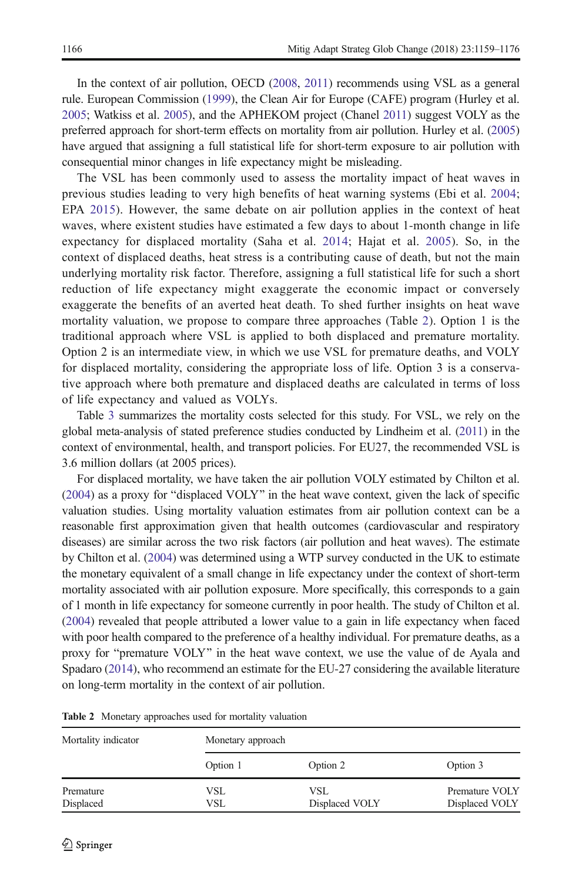In the context of air pollution, OECD (2008, 2011) recommends using VSL as a general rule. European Commission (1999), the Clean Air for Europe (CAFE) program (Hurley et al. 2005; Watkiss et al. 2005), and the APHEKOM project (Chanel 2011) suggest VOLY as the preferred approach for short-term effects on mortality from air pollution. Hurley et al. (2005) have argued that assigning a full statistical life for short-term exposure to air pollution with consequential minor changes in life expectancy might be misleading.

The VSL has been commonly used to assess the mortality impact of heat waves in previous studies leading to very high benefits of heat warning systems (Ebi et al. 2004; EPA 2015). However, the same debate on air pollution applies in the context of heat waves, where existent studies have estimated a few days to about 1-month change in life expectancy for displaced mortality (Saha et al. 2014; Hajat et al. 2005). So, in the context of displaced deaths, heat stress is a contributing cause of death, but not the main underlying mortality risk factor. Therefore, assigning a full statistical life for such a short reduction of life expectancy might exaggerate the economic impact or conversely exaggerate the benefits of an averted heat death. To shed further insights on heat wave mortality valuation, we propose to compare three approaches (Table 2). Option 1 is the traditional approach where VSL is applied to both displaced and premature mortality. Option 2 is an intermediate view, in which we use VSL for premature deaths, and VOLY for displaced mortality, considering the appropriate loss of life. Option 3 is a conservative approach where both premature and displaced deaths are calculated in terms of loss of life expectancy and valued as VOLYs.

Table 3 summarizes the mortality costs selected for this study. For VSL, we rely on the global meta-analysis of stated preference studies conducted by Lindheim et al. (2011) in the context of environmental, health, and transport policies. For EU27, the recommended VSL is 3.6 million dollars (at 2005 prices).

For displaced mortality, we have taken the air pollution VOLY estimated by Chilton et al. (2004) as a proxy for "displaced VOLY" in the heat wave context, given the lack of specific valuation studies. Using mortality valuation estimates from air pollution context can be a reasonable first approximation given that health outcomes (cardiovascular and respiratory diseases) are similar across the two risk factors (air pollution and heat waves). The estimate by Chilton et al. (2004) was determined using a WTP survey conducted in the UK to estimate the monetary equivalent of a small change in life expectancy under the context of short-term mortality associated with air pollution exposure. More specifically, this corresponds to a gain of 1 month in life expectancy for someone currently in poor health. The study of Chilton et al. (2004) revealed that people attributed a lower value to a gain in life expectancy when faced with poor health compared to the preference of a healthy individual. For premature deaths, as a proxy for "premature VOLY" in the heat wave context, we use the value of de Ayala and Spadaro (2014), who recommend an estimate for the EU-27 considering the available literature on long-term mortality in the context of air pollution.

**Table 2** Monetary approaches used for mortality valuation

| Mortality indicator | Monetary approach | | |
|---|---|---|---|
| | Option 1 | Option 2 | Option 3 |
| Premature | VSL | VSL | Premature VOLY |
| Displaced | VSL | Displaced VOLY | Displaced VOLY |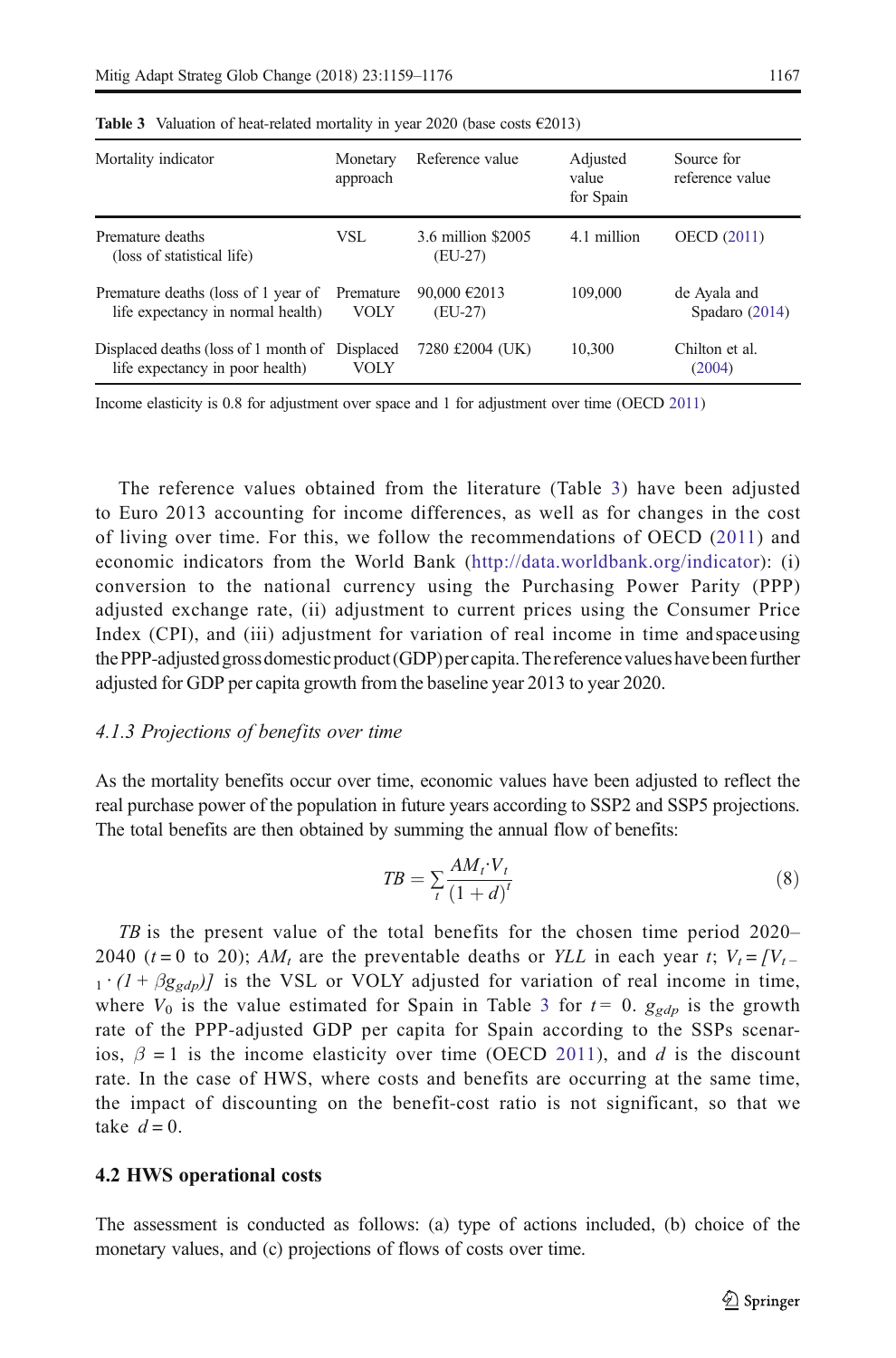**Table 3** Valuation of heat-related mortality in year 2020 (base costs €2013)

| Mortality indicator | Monetary approach | Reference value | Adjusted value for Spain | Source for reference value |
|---|---|---|---|---|
| Premature deaths (loss of statistical life) | VSL | 3.6 million \$2005 (EU-27) | 4.1 million | OECD (2011) |
| Premature deaths (loss of 1 year of life expectancy in normal health) | Premature VOLY | 90,000 €2013 (EU-27) | 109,000 | de Ayala and Spadaro (2014) |
| Displaced deaths (loss of 1 month of life expectancy in poor health) | Displaced VOLY | 7280 £2004 (UK) | 10,300 | Chilton et al. (2004) |

Income elasticity is 0.8 for adjustment over space and 1 for adjustment over time (OECD 2011)

The reference values obtained from the literature (Table 3) have been adjusted to Euro 2013 accounting for income differences, as well as for changes in the cost of living over time. For this, we follow the recommendations of OECD (2011) and economic indicators from the World Bank (http://data.worldbank.org/indicator): (i) conversion to the national currency using the Purchasing Power Parity (PPP) adjusted exchange rate, (ii) adjustment to current prices using the Consumer Price Index (CPI), and (iii) adjustment for variation of real income in time and space using the PPP-adjusted gross domestic product (GDP) per capita. The reference values have been further adjusted for GDP per capita growth from the baseline year 2013 to year 2020.

### 4.1.3 Projections of benefits over time

As the mortality benefits occur over time, economic values have been adjusted to reflect the real purchase power of the population in future years according to SSP2 and SSP5 projections. The total benefits are then obtained by summing the annual flow of benefits:

$$TB = \sum_t \frac{AM_t \cdot V_t}{(1+d)^t} \tag{8}$$

$TB$ is the present value of the total benefits for the chosen time period 2020–2040 ($t = 0$ to 20); $AM_t$ are the preventable deaths or $YLL$ in each year $t$; $V_t = [V_{t-1} \cdot (1 + \beta g_{gdp})]$ is the VSL or VOLY adjusted for variation of real income in time, where $V_0$ is the value estimated for Spain in Table 3 for $t = 0$. $g_{gdp}$ is the growth rate of the PPP-adjusted GDP per capita for Spain according to the SSPs scenarios, $\beta = 1$ is the income elasticity over time (OECD 2011), and $d$ is the discount rate. In the case of HWS, where costs and benefits are occurring at the same time, the impact of discounting on the benefit-cost ratio is not significant, so that we take $d = 0$.

## 4.2 HWS operational costs

The assessment is conducted as follows: (a) type of actions included, (b) choice of the monetary values, and (c) projections of flows of costs over time.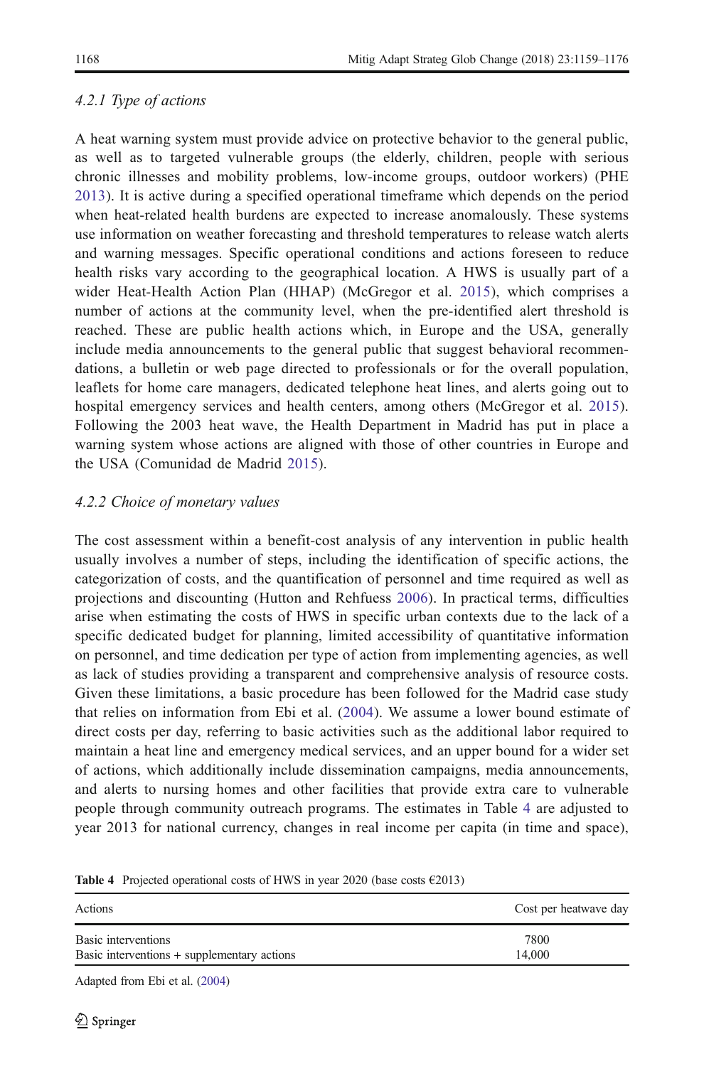#### 4.2.1 Type of actions

A heat warning system must provide advice on protective behavior to the general public, as well as to targeted vulnerable groups (the elderly, children, people with serious chronic illnesses and mobility problems, low-income groups, outdoor workers) (PHE 2013). It is active during a specified operational timeframe which depends on the period when heat-related health burdens are expected to increase anomalously. These systems use information on weather forecasting and threshold temperatures to release watch alerts and warning messages. Specific operational conditions and actions foreseen to reduce health risks vary according to the geographical location. A HWS is usually part of a wider Heat-Health Action Plan (HHAP) (McGregor et al. 2015), which comprises a number of actions at the community level, when the pre-identified alert threshold is reached. These are public health actions which, in Europe and the USA, generally include media announcements to the general public that suggest behavioral recommendations, a bulletin or web page directed to professionals or for the overall population, leaflets for home care managers, dedicated telephone heat lines, and alerts going out to hospital emergency services and health centers, among others (McGregor et al. 2015). Following the 2003 heat wave, the Health Department in Madrid has put in place a warning system whose actions are aligned with those of other countries in Europe and the USA (Comunidad de Madrid 2015).

#### 4.2.2 Choice of monetary values

The cost assessment within a benefit-cost analysis of any intervention in public health usually involves a number of steps, including the identification of specific actions, the categorization of costs, and the quantification of personnel and time required as well as projections and discounting (Hutton and Rehfuess 2006). In practical terms, difficulties arise when estimating the costs of HWS in specific urban contexts due to the lack of a specific dedicated budget for planning, limited accessibility of quantitative information on personnel, and time dedication per type of action from implementing agencies, as well as lack of studies providing a transparent and comprehensive analysis of resource costs. Given these limitations, a basic procedure has been followed for the Madrid case study that relies on information from Ebi et al. (2004). We assume a lower bound estimate of direct costs per day, referring to basic activities such as the additional labor required to maintain a heat line and emergency medical services, and an upper bound for a wider set of actions, which additionally include dissemination campaigns, media announcements, and alerts to nursing homes and other facilities that provide extra care to vulnerable people through community outreach programs. The estimates in Table 4 are adjusted to year 2013 for national currency, changes in real income per capita (in time and space),

**Table 4** Projected operational costs of HWS in year 2020 (base costs €2013)

| Actions | Cost per heatwave day |
|---|---|
| Basic interventions | 7800 |
| Basic interventions + supplementary actions | 14,000 |

Adapted from Ebi et al. (2004)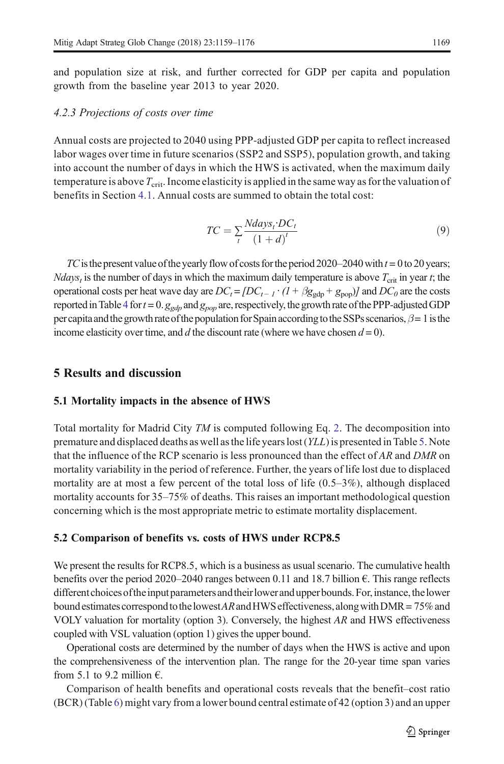and population size at risk, and further corrected for GDP per capita and population growth from the baseline year 2013 to year 2020.

#### 4.2.3 Projections of costs over time

Annual costs are projected to 2040 using PPP-adjusted GDP per capita to reflect increased labor wages over time in future scenarios (SSP2 and SSP5), population growth, and taking into account the number of days in which the HWS is activated, when the maximum daily temperature is above $T_{\text{crit}}$. Income elasticity is applied in the same way as for the valuation of benefits in Section 4.1. Annual costs are summed to obtain the total cost:

$$TC = \sum_t \frac{Ndays_t \cdot DC_t}{(1+d)^t} \tag{9}$$

$TC$ is the present value of the yearly flow of costs for the period 2020–2040 with $t = 0$ to 20 years; $Ndays_t$ is the number of days in which the maximum daily temperature is above $T_{\text{crit}}$ in year $t$; the operational costs per heat wave day are $DC_t = [DC_{t-1} \cdot (1 + \beta g_{\text{gdp}} + g_{\text{pop}})]$ and $DC_0$ are the costs reported in Table 4 for $t = 0$. $g_{gdp}$ and $g_{pop}$ are, respectively, the growth rate of the PPP-adjusted GDP per capita and the growth rate of the population for Spain according to the SSPs scenarios, $\beta = 1$ is the income elasticity over time, and $d$ the discount rate (where we have chosen $d = 0$).

## 5 Results and discussion

### 5.1 Mortality impacts in the absence of HWS

Total mortality for Madrid City $TM$ is computed following Eq. 2. The decomposition into premature and displaced deaths as well as the life years lost ($YLL$) is presented in Table 5. Note that the influence of the RCP scenario is less pronounced than the effect of $AR$ and $DMR$ on mortality variability in the period of reference. Further, the years of life lost due to displaced mortality are at most a few percent of the total loss of life (0.5–3%), although displaced mortality accounts for 35–75% of deaths. This raises an important methodological question concerning which is the most appropriate metric to estimate mortality displacement.

### 5.2 Comparison of benefits vs. costs of HWS under RCP8.5

We present the results for RCP8.5, which is a business as usual scenario. The cumulative health benefits over the period 2020–2040 ranges between 0.11 and 18.7 billion €. This range reflects different choices of the input parameters and their lower and upper bounds. For, instance, the lower bound estimates correspond to the lowest $AR$ and HWS effectiveness, along with DMR = 75% and VOLY valuation for mortality (option 3). Conversely, the highest $AR$ and HWS effectiveness coupled with VSL valuation (option 1) gives the upper bound.

Operational costs are determined by the number of days when the HWS is active and upon the comprehensiveness of the intervention plan. The range for the 20-year time span varies from 5.1 to 9.2 million €.

Comparison of health benefits and operational costs reveals that the benefit–cost ratio (BCR) (Table 6) might vary from a lower bound central estimate of 42 (option 3) and an upper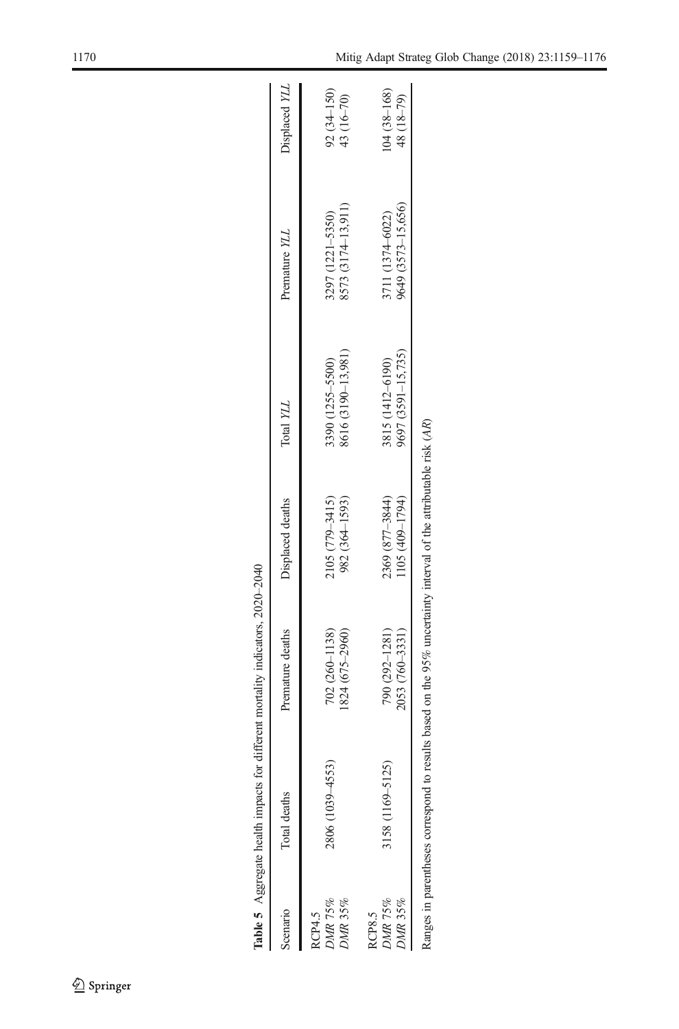**Table 5** Aggregate health impacts for different mortality indicators, 2020–2040

| Scenario | Total deaths | Premature deaths | Displaced deaths | Total *YLL* | Premature *YLL* | Displaced *YLL* |
|---|---|---|---|---|---|---|
| RCP4.5 | | | | | | |
| *DMR* 75% | 2806 (1039–4553) | 702 (260–1138) | 2105 (779–3415) | 3390 (1255–5500) | 3297 (1221–5350) | 92 (34–150) |
| *DMR* 35% | | 1824 (675–2960) | 982 (364–1593) | 8616 (3190–13,981) | 8573 (3174–13,911) | 43 (16–70) |
| RCP8.5 | | | | | | |
| *DMR* 75% | 3158 (1169–5125) | 790 (292–1281) | 2369 (877–3844) | 3815 (1412–6190) | 3711 (1374–6022) | 104 (38–168) |
| *DMR* 35% | | 2053 (760–3331) | 1105 (409–1794) | 9697 (3591–15,735) | 9649 (3573–15,656) | 48 (18–79) |

Ranges in parentheses correspond to results based on the 95% uncertainty interval of the attributable risk (*AR*)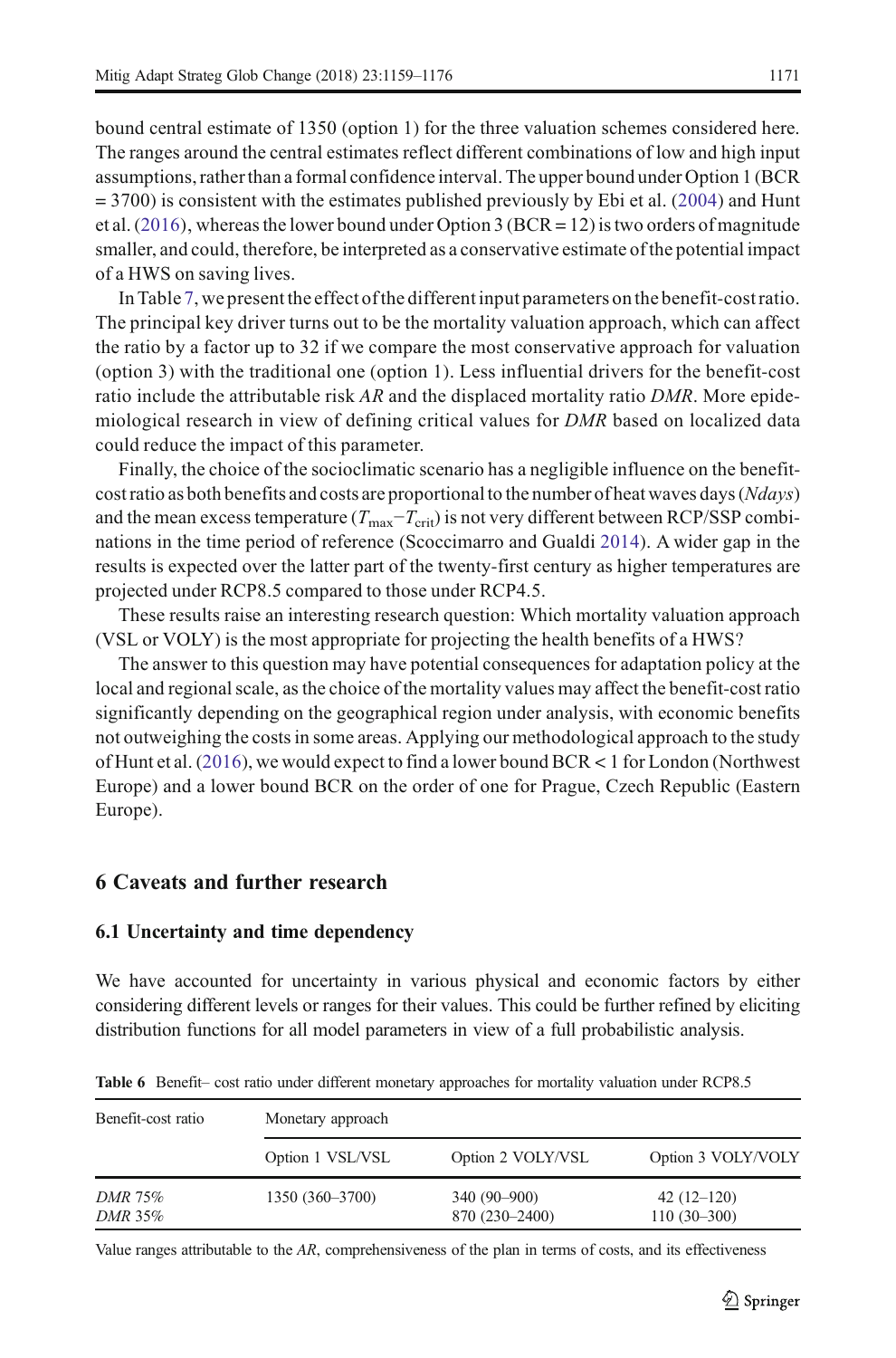bound central estimate of 1350 (option 1) for the three valuation schemes considered here. The ranges around the central estimates reflect different combinations of low and high input assumptions, rather than a formal confidence interval. The upper bound under Option 1 (BCR = 3700) is consistent with the estimates published previously by Ebi et al. (2004) and Hunt et al. (2016), whereas the lower bound under Option 3 (BCR = 12) is two orders of magnitude smaller, and could, therefore, be interpreted as a conservative estimate of the potential impact of a HWS on saving lives.

In Table 7, we present the effect of the different input parameters on the benefit-cost ratio. The principal key driver turns out to be the mortality valuation approach, which can affect the ratio by a factor up to 32 if we compare the most conservative approach for valuation (option 3) with the traditional one (option 1). Less influential drivers for the benefit-cost ratio include the attributable risk *AR* and the displaced mortality ratio *DMR*. More epidemiological research in view of defining critical values for *DMR* based on localized data could reduce the impact of this parameter.

Finally, the choice of the socioclimatic scenario has a negligible influence on the benefit-cost ratio as both benefits and costs are proportional to the number of heat waves days (*Ndays*) and the mean excess temperature ($T_{\max}-T_{\text{crit}}$) is not very different between RCP/SSP combinations in the time period of reference (Scoccimarro and Gualdi 2014). A wider gap in the results is expected over the latter part of the twenty-first century as higher temperatures are projected under RCP8.5 compared to those under RCP4.5.

These results raise an interesting research question: Which mortality valuation approach (VSL or VOLY) is the most appropriate for projecting the health benefits of a HWS?

The answer to this question may have potential consequences for adaptation policy at the local and regional scale, as the choice of the mortality values may affect the benefit-cost ratio significantly depending on the geographical region under analysis, with economic benefits not outweighing the costs in some areas. Applying our methodological approach to the study of Hunt et al. (2016), we would expect to find a lower bound BCR < 1 for London (Northwest Europe) and a lower bound BCR on the order of one for Prague, Czech Republic (Eastern Europe).

## 6 Caveats and further research

### 6.1 Uncertainty and time dependency

We have accounted for uncertainty in various physical and economic factors by either considering different levels or ranges for their values. This could be further refined by eliciting distribution functions for all model parameters in view of a full probabilistic analysis.

**Table 6** Benefit– cost ratio under different monetary approaches for mortality valuation under RCP8.5

| Benefit-cost ratio | Monetary approach | | |
|---|---|---|---|
| | Option 1 VSL/VSL | Option 2 VOLY/VSL | Option 3 VOLY/VOLY |
| *DMR* 75% | 1350 (360–3700) | 340 (90–900) | 42 (12–120) |
| *DMR* 35% | | 870 (230–2400) | 110 (30–300) |

Value ranges attributable to the *AR*, comprehensiveness of the plan in terms of costs, and its effectiveness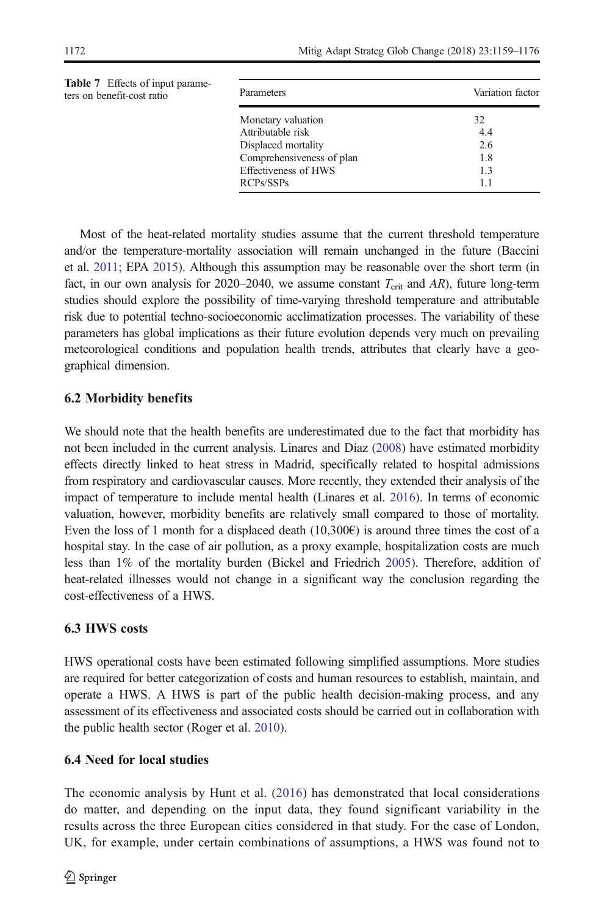**Table 7** Effects of input parameters on benefit-cost ratio

| Parameters | Variation factor |
|---|---|
| Monetary valuation | 32 |
| Attributable risk | 4.4 |
| Displaced mortality | 2.6 |
| Comprehensiveness of plan | 1.8 |
| Effectiveness of HWS | 1.3 |
| RCPs/SSPs | 1.1 |

Most of the heat-related mortality studies assume that the current threshold temperature and/or the temperature-mortality association will remain unchanged in the future (Baccini et al. 2011; EPA 2015). Although this assumption may be reasonable over the short term (in fact, in our own analysis for 2020–2040, we assume constant $T_{crit}$ and $AR$), future long-term studies should explore the possibility of time-varying threshold temperature and attributable risk due to potential techno-socioeconomic acclimatization processes. The variability of these parameters has global implications as their future evolution depends very much on prevailing meteorological conditions and population health trends, attributes that clearly have a geographical dimension.

### 6.2 Morbidity benefits

We should note that the health benefits are underestimated due to the fact that morbidity has not been included in the current analysis. Linares and Díaz (2008) have estimated morbidity effects directly linked to heat stress in Madrid, specifically related to hospital admissions from respiratory and cardiovascular causes. More recently, they extended their analysis of the impact of temperature to include mental health (Linares et al. 2016). In terms of economic valuation, however, morbidity benefits are relatively small compared to those of mortality. Even the loss of 1 month for a displaced death (10,300€) is around three times the cost of a hospital stay. In the case of air pollution, as a proxy example, hospitalization costs are much less than 1% of the mortality burden (Bickel and Friedrich 2005). Therefore, addition of heat-related illnesses would not change in a significant way the conclusion regarding the cost-effectiveness of a HWS.

### 6.3 HWS costs

HWS operational costs have been estimated following simplified assumptions. More studies are required for better categorization of costs and human resources to establish, maintain, and operate a HWS. A HWS is part of the public health decision-making process, and any assessment of its effectiveness and associated costs should be carried out in collaboration with the public health sector (Roger et al. 2010).

### 6.4 Need for local studies

The economic analysis by Hunt et al. (2016) has demonstrated that local considerations do matter, and depending on the input data, they found significant variability in the results across the three European cities considered in that study. For the case of London, UK, for example, under certain combinations of assumptions, a HWS was found not to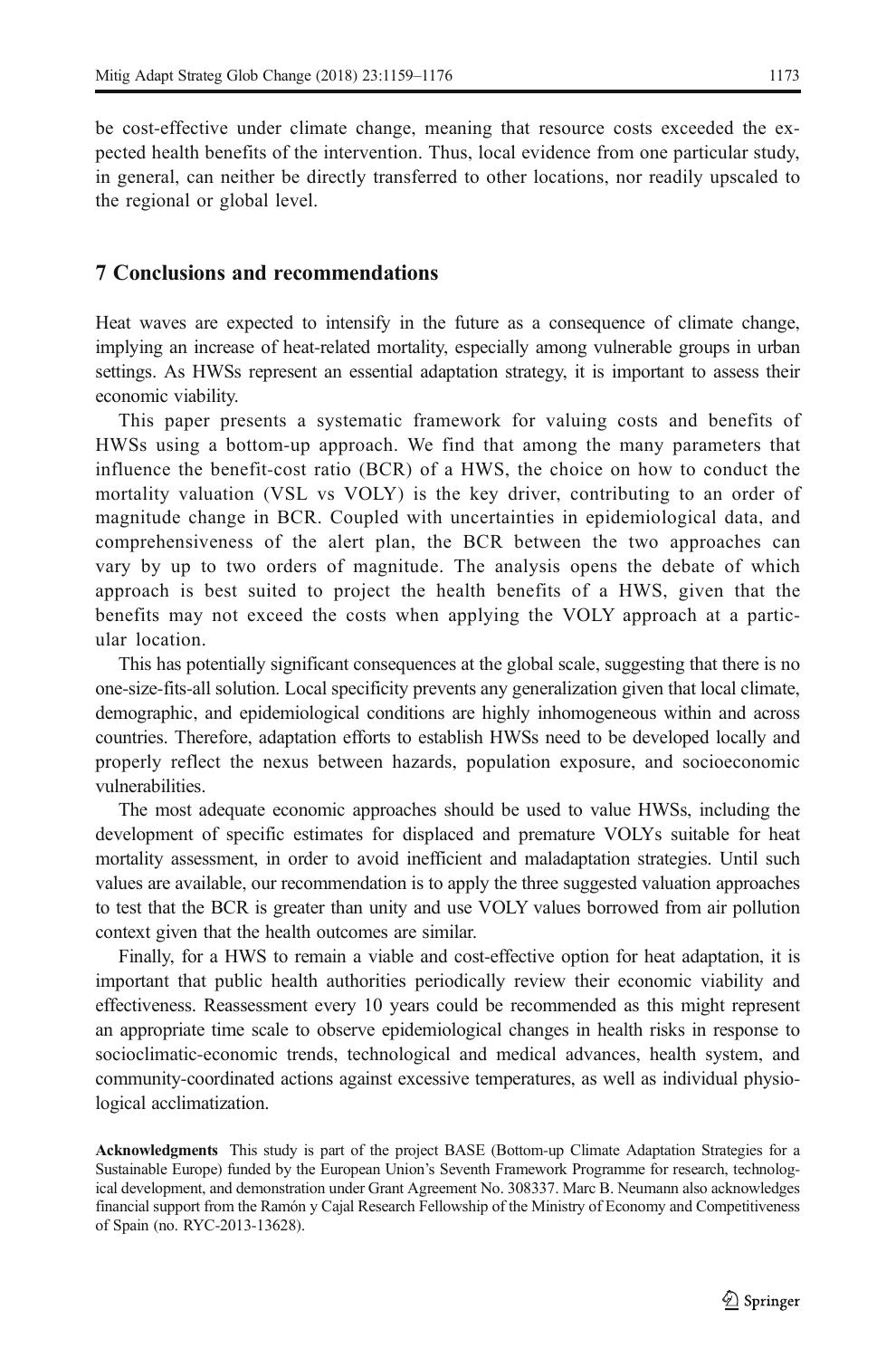be cost-effective under climate change, meaning that resource costs exceeded the expected health benefits of the intervention. Thus, local evidence from one particular study, in general, can neither be directly transferred to other locations, nor readily upscaled to the regional or global level.

## 7 Conclusions and recommendations

Heat waves are expected to intensify in the future as a consequence of climate change, implying an increase of heat-related mortality, especially among vulnerable groups in urban settings. As HWSs represent an essential adaptation strategy, it is important to assess their economic viability.

This paper presents a systematic framework for valuing costs and benefits of HWSs using a bottom-up approach. We find that among the many parameters that influence the benefit-cost ratio (BCR) of a HWS, the choice on how to conduct the mortality valuation (VSL vs VOLY) is the key driver, contributing to an order of magnitude change in BCR. Coupled with uncertainties in epidemiological data, and comprehensiveness of the alert plan, the BCR between the two approaches can vary by up to two orders of magnitude. The analysis opens the debate of which approach is best suited to project the health benefits of a HWS, given that the benefits may not exceed the costs when applying the VOLY approach at a particular location.

This has potentially significant consequences at the global scale, suggesting that there is no one-size-fits-all solution. Local specificity prevents any generalization given that local climate, demographic, and epidemiological conditions are highly inhomogeneous within and across countries. Therefore, adaptation efforts to establish HWSs need to be developed locally and properly reflect the nexus between hazards, population exposure, and socioeconomic vulnerabilities.

The most adequate economic approaches should be used to value HWSs, including the development of specific estimates for displaced and premature VOLYs suitable for heat mortality assessment, in order to avoid inefficient and maladaptation strategies. Until such values are available, our recommendation is to apply the three suggested valuation approaches to test that the BCR is greater than unity and use VOLY values borrowed from air pollution context given that the health outcomes are similar.

Finally, for a HWS to remain a viable and cost-effective option for heat adaptation, it is important that public health authorities periodically review their economic viability and effectiveness. Reassessment every 10 years could be recommended as this might represent an appropriate time scale to observe epidemiological changes in health risks in response to socioclimatic-economic trends, technological and medical advances, health system, and community-coordinated actions against excessive temperatures, as well as individual physiological acclimatization.

**Acknowledgments** This study is part of the project BASE (Bottom-up Climate Adaptation Strategies for a Sustainable Europe) funded by the European Union's Seventh Framework Programme for research, technological development, and demonstration under Grant Agreement No. 308337. Marc B. Neumann also acknowledges financial support from the Ramón y Cajal Research Fellowship of the Ministry of Economy and Competitiveness of Spain (no. RYC-2013-13628).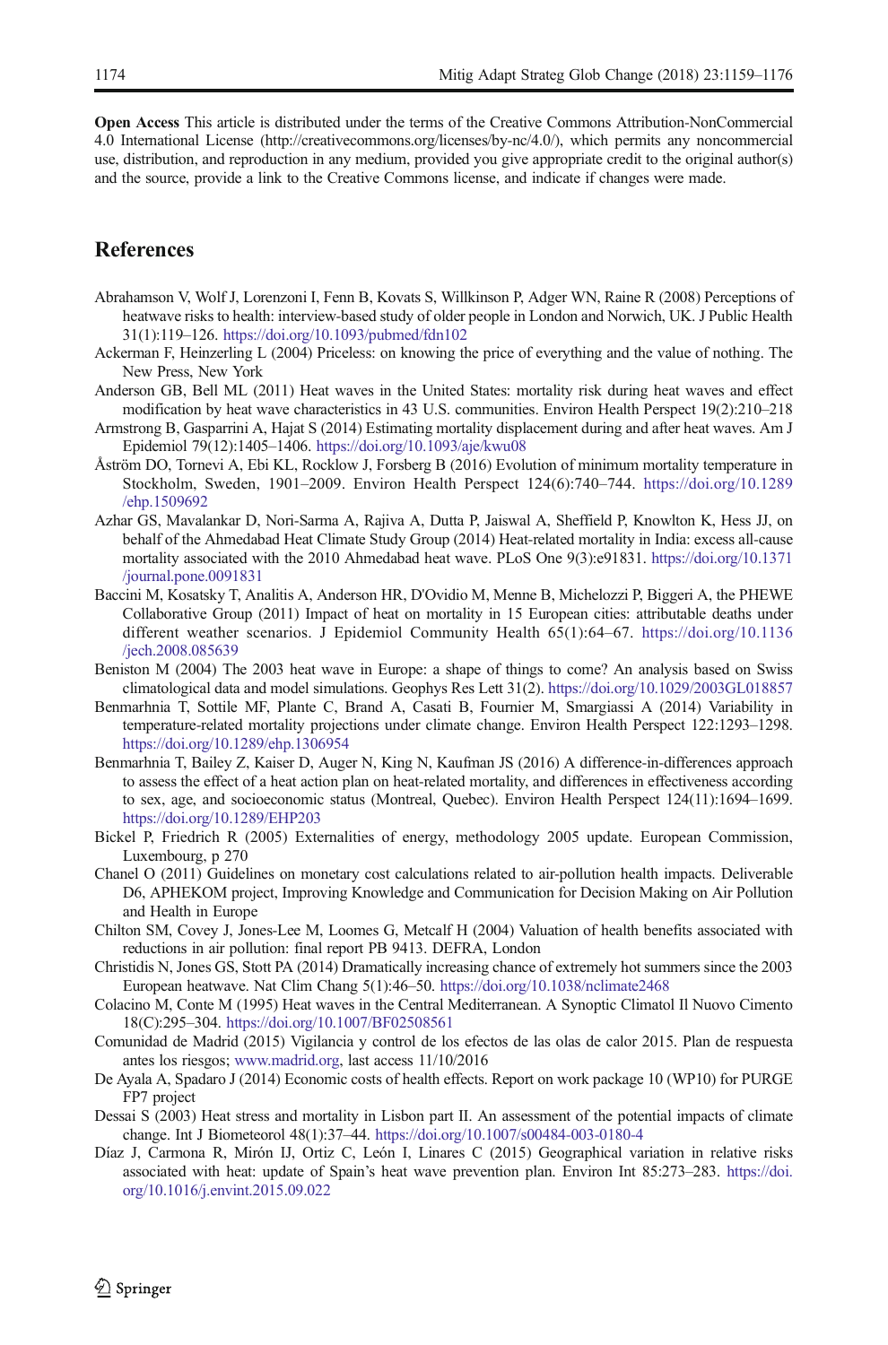**Open Access** This article is distributed under the terms of the Creative Commons Attribution-NonCommercial 4.0 International License (http://creativecommons.org/licenses/by-nc/4.0/), which permits any noncommercial use, distribution, and reproduction in any medium, provided you give appropriate credit to the original author(s) and the source, provide a link to the Creative Commons license, and indicate if changes were made.

## References

Abrahamson V, Wolf J, Lorenzoni I, Fenn B, Kovats S, Willkinson P, Adger WN, Raine R (2008) Perceptions of heatwave risks to health: interview-based study of older people in London and Norwich, UK. J Public Health 31(1):119–126. https://doi.org/10.1093/pubmed/fdn102

Ackerman F, Heinzerling L (2004) Priceless: on knowing the price of everything and the value of nothing. The New Press, New York

Anderson GB, Bell ML (2011) Heat waves in the United States: mortality risk during heat waves and effect modification by heat wave characteristics in 43 U.S. communities. Environ Health Perspect 19(2):210–218

Armstrong B, Gasparrini A, Hajat S (2014) Estimating mortality displacement during and after heat waves. Am J Epidemiol 79(12):1405–1406. https://doi.org/10.1093/aje/kwu08

Åström DO, Tornevi A, Ebi KL, Rocklow J, Forsberg B (2016) Evolution of minimum mortality temperature in Stockholm, Sweden, 1901–2009. Environ Health Perspect 124(6):740–744. https://doi.org/10.1289/ehp.1509692

Azhar GS, Mavalankar D, Nori-Sarma A, Rajiva A, Dutta P, Jaiswal A, Sheffield P, Knowlton K, Hess JJ, on behalf of the Ahmedabad Heat Climate Study Group (2014) Heat-related mortality in India: excess all-cause mortality associated with the 2010 Ahmedabad heat wave. PLoS One 9(3):e91831. https://doi.org/10.1371/journal.pone.0091831

Baccini M, Kosatsky T, Analitis A, Anderson HR, D'Ovidio M, Menne B, Michelozzi P, Biggeri A, the PHEWE Collaborative Group (2011) Impact of heat on mortality in 15 European cities: attributable deaths under different weather scenarios. J Epidemiol Community Health 65(1):64–67. https://doi.org/10.1136/jech.2008.085639

Beniston M (2004) The 2003 heat wave in Europe: a shape of things to come? An analysis based on Swiss climatological data and model simulations. Geophys Res Lett 31(2). https://doi.org/10.1029/2003GL018857

Benmarhnia T, Sottile MF, Plante C, Brand A, Casati B, Fournier M, Smargiassi A (2014) Variability in temperature-related mortality projections under climate change. Environ Health Perspect 122:1293–1298. https://doi.org/10.1289/ehp.1306954

Benmarhnia T, Bailey Z, Kaiser D, Auger N, King N, Kaufman JS (2016) A difference-in-differences approach to assess the effect of a heat action plan on heat-related mortality, and differences in effectiveness according to sex, age, and socioeconomic status (Montreal, Quebec). Environ Health Perspect 124(11):1694–1699. https://doi.org/10.1289/EHP203

Bickel P, Friedrich R (2005) Externalities of energy, methodology 2005 update. European Commission, Luxembourg, p 270

Chanel O (2011) Guidelines on monetary cost calculations related to air-pollution health impacts. Deliverable D6, APHEKOM project, Improving Knowledge and Communication for Decision Making on Air Pollution and Health in Europe

Chilton SM, Covey J, Jones-Lee M, Loomes G, Metcalf H (2004) Valuation of health benefits associated with reductions in air pollution: final report PB 9413. DEFRA, London

Christidis N, Jones GS, Stott PA (2014) Dramatically increasing chance of extremely hot summers since the 2003 European heatwave. Nat Clim Chang 5(1):46–50. https://doi.org/10.1038/nclimate2468

Colacino M, Conte M (1995) Heat waves in the Central Mediterranean. A Synoptic Climatol Il Nuovo Cimento 18(C):295–304. https://doi.org/10.1007/BF02508561

Comunidad de Madrid (2015) Vigilancia y control de los efectos de las olas de calor 2015. Plan de respuesta antes los riesgos; www.madrid.org, last access 11/10/2016

De Ayala A, Spadaro J (2014) Economic costs of health effects. Report on work package 10 (WP10) for PURGE FP7 project

Dessai S (2003) Heat stress and mortality in Lisbon part II. An assessment of the potential impacts of climate change. Int J Biometeorol 48(1):37–44. https://doi.org/10.1007/s00484-003-0180-4

Díaz J, Carmona R, Mirón IJ, Ortiz C, León I, Linares C (2015) Geographical variation in relative risks associated with heat: update of Spain's heat wave prevention plan. Environ Int 85:273–283. https://doi.org/10.1016/j.envint.2015.09.022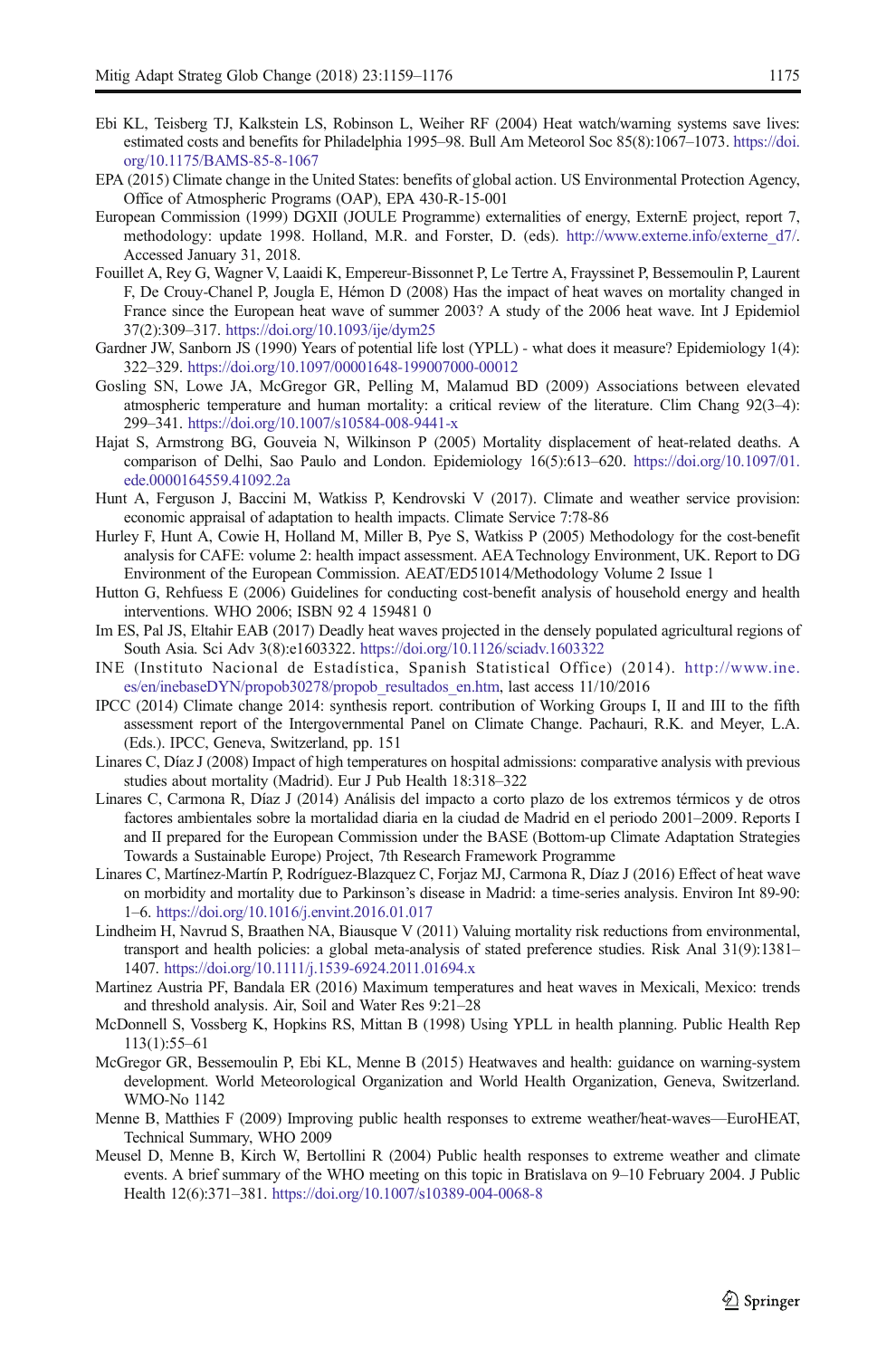Ebi KL, Teisberg TJ, Kalkstein LS, Robinson L, Weiher RF (2004) Heat watch/warning systems save lives: estimated costs and benefits for Philadelphia 1995–98. Bull Am Meteorol Soc 85(8):1067–1073. https://doi.org/10.1175/BAMS-85-8-1067

EPA (2015) Climate change in the United States: benefits of global action. US Environmental Protection Agency, Office of Atmospheric Programs (OAP), EPA 430-R-15-001

European Commission (1999) DGXII (JOULE Programme) externalities of energy, ExternE project, report 7, methodology: update 1998. Holland, M.R. and Forster, D. (eds). http://www.externe.info/externe_d7/. Accessed January 31, 2018.

Fouillet A, Rey G, Wagner V, Laaidi K, Empereur-Bissonnet P, Le Tertre A, Frayssinet P, Bessemoulin P, Laurent F, De Crouy-Chanel P, Jougla E, Hémon D (2008) Has the impact of heat waves on mortality changed in France since the European heat wave of summer 2003? A study of the 2006 heat wave. Int J Epidemiol 37(2):309–317. https://doi.org/10.1093/ije/dym25

Gardner JW, Sanborn JS (1990) Years of potential life lost (YPLL) - what does it measure? Epidemiology 1(4): 322–329. https://doi.org/10.1097/00001648-199007000-00012

Gosling SN, Lowe JA, McGregor GR, Pelling M, Malamud BD (2009) Associations between elevated atmospheric temperature and human mortality: a critical review of the literature. Clim Chang 92(3–4): 299–341. https://doi.org/10.1007/s10584-008-9441-x

Hajat S, Armstrong BG, Gouveia N, Wilkinson P (2005) Mortality displacement of heat-related deaths. A comparison of Delhi, Sao Paulo and London. Epidemiology 16(5):613–620. https://doi.org/10.1097/01.ede.0000164559.41092.2a

Hunt A, Ferguson J, Baccini M, Watkiss P, Kendrovski V (2017). Climate and weather service provision: economic appraisal of adaptation to health impacts. Climate Service 7:78-86

Hurley F, Hunt A, Cowie H, Holland M, Miller B, Pye S, Watkiss P (2005) Methodology for the cost-benefit analysis for CAFE: volume 2: health impact assessment. AEA Technology Environment, UK. Report to DG Environment of the European Commission. AEAT/ED51014/Methodology Volume 2 Issue 1

Hutton G, Rehfuess E (2006) Guidelines for conducting cost-benefit analysis of household energy and health interventions. WHO 2006; ISBN 92 4 159481 0

Im ES, Pal JS, Eltahir EAB (2017) Deadly heat waves projected in the densely populated agricultural regions of South Asia. Sci Adv 3(8):e1603322. https://doi.org/10.1126/sciadv.1603322

INE (Instituto Nacional de Estadística, Spanish Statistical Office) (2014). http://www.ine.es/en/inebaseDYN/propob30278/propob_resultados_en.htm, last access 11/10/2016

IPCC (2014) Climate change 2014: synthesis report. contribution of Working Groups I, II and III to the fifth assessment report of the Intergovernmental Panel on Climate Change. Pachauri, R.K. and Meyer, L.A. (Eds.). IPCC, Geneva, Switzerland, pp. 151

Linares C, Díaz J (2008) Impact of high temperatures on hospital admissions: comparative analysis with previous studies about mortality (Madrid). Eur J Pub Health 18:318–322

Linares C, Carmona R, Díaz J (2014) Análisis del impacto a corto plazo de los extremos térmicos y de otros factores ambientales sobre la mortalidad diaria en la ciudad de Madrid en el periodo 2001–2009. Reports I and II prepared for the European Commission under the BASE (Bottom-up Climate Adaptation Strategies Towards a Sustainable Europe) Project, 7th Research Framework Programme

Linares C, Martínez-Martín P, Rodríguez-Blazquez C, Forjaz MJ, Carmona R, Díaz J (2016) Effect of heat wave on morbidity and mortality due to Parkinson's disease in Madrid: a time-series analysis. Environ Int 89-90: 1–6. https://doi.org/10.1016/j.envint.2016.01.017

Lindheim H, Navrud S, Braathen NA, Biausque V (2011) Valuing mortality risk reductions from environmental, transport and health policies: a global meta-analysis of stated preference studies. Risk Anal 31(9):1381–1407. https://doi.org/10.1111/j.1539-6924.2011.01694.x

Martinez Austria PF, Bandala ER (2016) Maximum temperatures and heat waves in Mexicali, Mexico: trends and threshold analysis. Air, Soil and Water Res 9:21–28

McDonnell S, Vossberg K, Hopkins RS, Mittan B (1998) Using YPLL in health planning. Public Health Rep 113(1):55–61

McGregor GR, Bessemoulin P, Ebi KL, Menne B (2015) Heatwaves and health: guidance on warning-system development. World Meteorological Organization and World Health Organization, Geneva, Switzerland. WMO-No 1142

Menne B, Matthies F (2009) Improving public health responses to extreme weather/heat-waves—EuroHEAT, Technical Summary, WHO 2009

Meusel D, Menne B, Kirch W, Bertollini R (2004) Public health responses to extreme weather and climate events. A brief summary of the WHO meeting on this topic in Bratislava on 9–10 February 2004. J Public Health 12(6):371–381. https://doi.org/10.1007/s10389-004-0068-8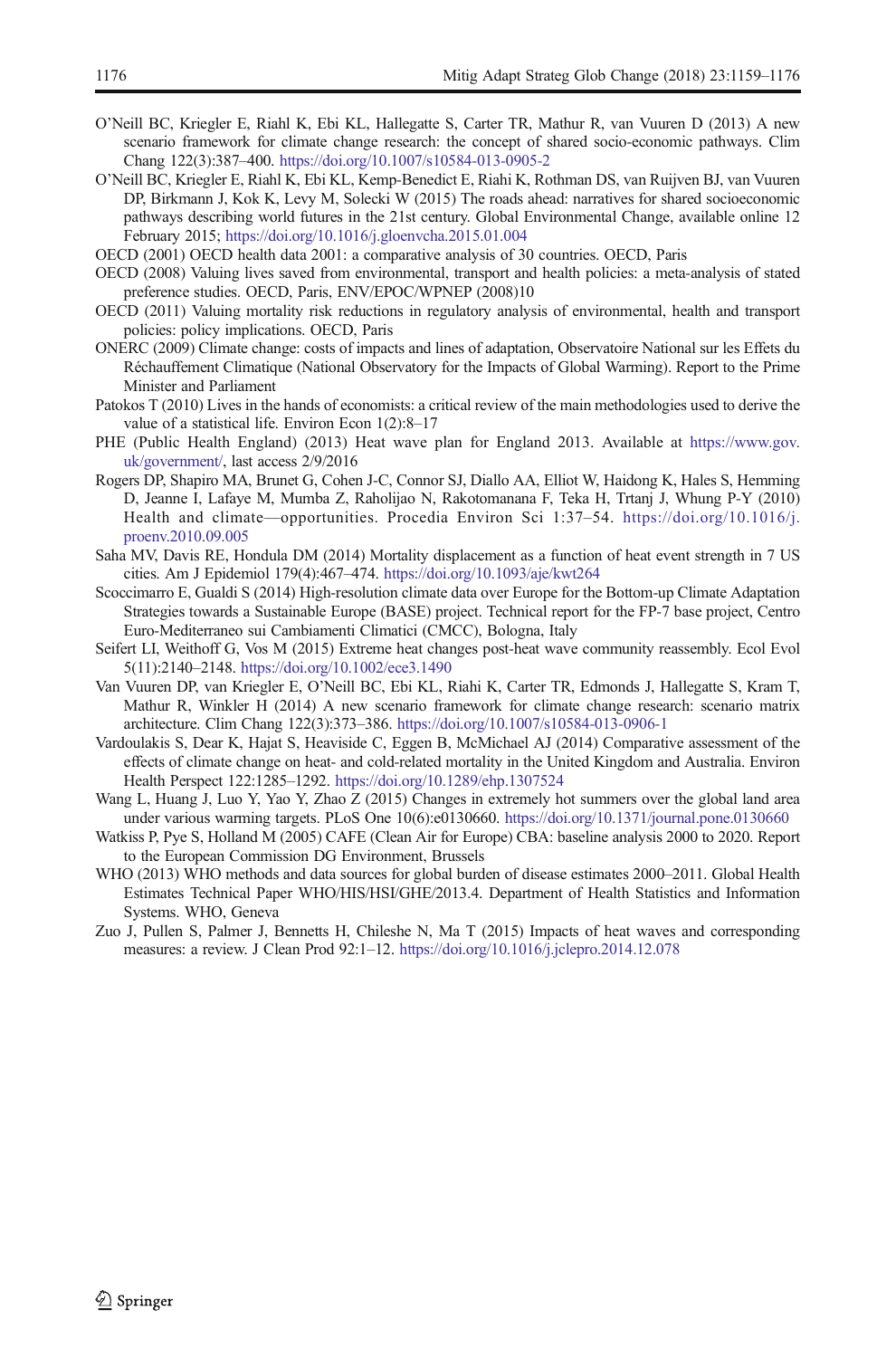O'Neill BC, Kriegler E, Riahl K, Ebi KL, Hallegatte S, Carter TR, Mathur R, van Vuuren D (2013) A new scenario framework for climate change research: the concept of shared socio-economic pathways. Clim Chang 122(3):387–400. https://doi.org/10.1007/s10584-013-0905-2

O'Neill BC, Kriegler E, Riahl K, Ebi KL, Kemp-Benedict E, Riahi K, Rothman DS, van Ruijven BJ, van Vuuren DP, Birkmann J, Kok K, Levy M, Solecki W (2015) The roads ahead: narratives for shared socioeconomic pathways describing world futures in the 21st century. Global Environmental Change, available online 12 February 2015; https://doi.org/10.1016/j.gloenvcha.2015.01.004

OECD (2001) OECD health data 2001: a comparative analysis of 30 countries. OECD, Paris

OECD (2008) Valuing lives saved from environmental, transport and health policies: a meta-analysis of stated preference studies. OECD, Paris, ENV/EPOC/WPNEP (2008)10

OECD (2011) Valuing mortality risk reductions in regulatory analysis of environmental, health and transport policies: policy implications. OECD, Paris

ONERC (2009) Climate change: costs of impacts and lines of adaptation, Observatoire National sur les Effets du Réchauffement Climatique (National Observatory for the Impacts of Global Warming). Report to the Prime Minister and Parliament

Patokos T (2010) Lives in the hands of economists: a critical review of the main methodologies used to derive the value of a statistical life. Environ Econ 1(2):8–17

PHE (Public Health England) (2013) Heat wave plan for England 2013. Available at https://www.gov.uk/government/, last access 2/9/2016

Rogers DP, Shapiro MA, Brunet G, Cohen J-C, Connor SJ, Diallo AA, Elliot W, Haidong K, Hales S, Hemming D, Jeanne I, Lafaye M, Mumba Z, Raholijao N, Rakotomanana F, Teka H, Trtanj J, Whung P-Y (2010) Health and climate—opportunities. Procedia Environ Sci 1:37–54. https://doi.org/10.1016/j.proenv.2010.09.005

Saha MV, Davis RE, Hondula DM (2014) Mortality displacement as a function of heat event strength in 7 US cities. Am J Epidemiol 179(4):467–474. https://doi.org/10.1093/aje/kwt264

Scoccimarro E, Gualdi S (2014) High-resolution climate data over Europe for the Bottom-up Climate Adaptation Strategies towards a Sustainable Europe (BASE) project. Technical report for the FP-7 base project, Centro Euro-Mediterraneo sui Cambiamenti Climatici (CMCC), Bologna, Italy

Seifert LI, Weithoff G, Vos M (2015) Extreme heat changes post-heat wave community reassembly. Ecol Evol 5(11):2140–2148. https://doi.org/10.1002/ece3.1490

Van Vuuren DP, van Kriegler E, O'Neill BC, Ebi KL, Riahi K, Carter TR, Edmonds J, Hallegatte S, Kram T, Mathur R, Winkler H (2014) A new scenario framework for climate change research: scenario matrix architecture. Clim Chang 122(3):373–386. https://doi.org/10.1007/s10584-013-0906-1

Vardoulakis S, Dear K, Hajat S, Heaviside C, Eggen B, McMichael AJ (2014) Comparative assessment of the effects of climate change on heat- and cold-related mortality in the United Kingdom and Australia. Environ Health Perspect 122:1285–1292. https://doi.org/10.1289/ehp.1307524

Wang L, Huang J, Luo Y, Yao Y, Zhao Z (2015) Changes in extremely hot summers over the global land area under various warming targets. PLoS One 10(6):e0130660. https://doi.org/10.1371/journal.pone.0130660

Watkiss P, Pye S, Holland M (2005) CAFE (Clean Air for Europe) CBA: baseline analysis 2000 to 2020. Report to the European Commission DG Environment, Brussels

WHO (2013) WHO methods and data sources for global burden of disease estimates 2000–2011. Global Health Estimates Technical Paper WHO/HIS/HSI/GHE/2013.4. Department of Health Statistics and Information Systems. WHO, Geneva

Zuo J, Pullen S, Palmer J, Bennetts H, Chileshe N, Ma T (2015) Impacts of heat waves and corresponding measures: a review. J Clean Prod 92:1–12. https://doi.org/10.1016/j.jclepro.2014.12.078